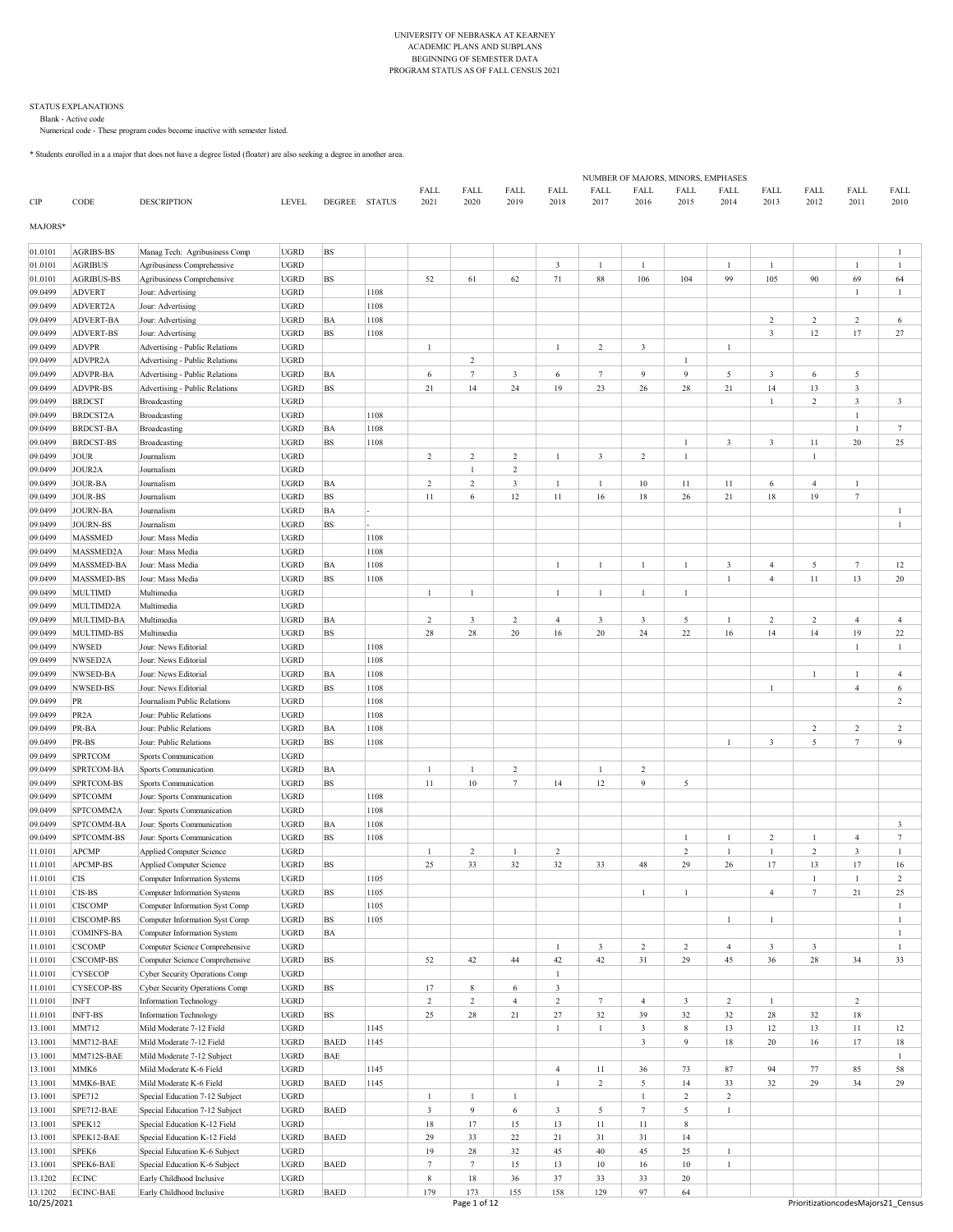UNIVERSITY OF NEBRASKA AT KEARNEY
ACADEMIC PLANS AND SUBPLANS
BEGINNING OF SEMESTER DATA
PROGRAM STATUS AS OF FALL CENSUS 2021

STATUS EXPLANATIONS
Blank - Active code
Numerical code - These program codes become inactive with semester listed.

* Students enrolled in a a major that does not have a degree listed (floater) are also seeking a degree in another area.

| CIP | CODE | DESCRIPTION | LEVEL | DEGREE | STATUS | FALL 2021 | FALL 2020 | FALL 2019 | FALL 2018 | FALL 2017 | FALL 2016 | FALL 2015 | FALL 2014 | FALL 2013 | FALL 2012 | FALL 2011 | FALL 2010 |
|---|---|---|---|---|---|---|---|---|---|---|---|---|---|---|---|---|---|
| | | | | | | NUMBER OF MAJORS, MINORS, EMPHASES | | | | | | | | | | | |
| MAJORS* | | | | | | | | | | | | | | | | | |
| 01.0101 | AGRIBS-BS | Manag Tech: Agribusiness Comp | UGRD | BS | | | | | | | | | | | | | 1 |
| 01.0101 | AGRIBUS | Agribusiness Comprehensive | UGRD | | | | | | 3 | 1 | 1 | | 1 | 1 | | 1 | 1 |
| 01.0101 | AGRIBUS-BS | Agribusiness Comprehensive | UGRD | BS | | 52 | 61 | 62 | 71 | 88 | 106 | 104 | 99 | 105 | 90 | 69 | 64 |
| 09.0499 | ADVERT | Jour: Advertising | UGRD | | 1108 | | | | | | | | | | | 1 | 1 |
| 09.0499 | ADVERT2A | Jour: Advertising | UGRD | | 1108 | | | | | | | | | | | | |
| 09.0499 | ADVERT-BA | Jour: Advertising | UGRD | BA | 1108 | | | | | | | | | 2 | 2 | 2 | 6 |
| 09.0499 | ADVERT-BS | Jour: Advertising | UGRD | BS | 1108 | | | | | | | | | 3 | 12 | 17 | 27 |
| 09.0499 | ADVPR | Advertising - Public Relations | UGRD | | | 1 | | | 1 | 2 | 3 | | 1 | | | | |
| 09.0499 | ADVPR2A | Advertising - Public Relations | UGRD | | | | 2 | | | | | 1 | | | | | |
| 09.0499 | ADVPR-BA | Advertising - Public Relations | UGRD | BA | | 6 | 7 | 3 | 6 | 7 | 9 | 9 | 5 | 3 | 6 | 5 | |
| 09.0499 | ADVPR-BS | Advertising - Public Relations | UGRD | BS | | 21 | 14 | 24 | 19 | 23 | 26 | 28 | 21 | 14 | 13 | 3 | |
| 09.0499 | BRDCST | Broadcasting | UGRD | | | | | | | | | | | 1 | 2 | 3 | 3 |
| 09.0499 | BRDCST2A | Broadcasting | UGRD | | 1108 | | | | | | | | | | | 1 | |
| 09.0499 | BRDCST-BA | Broadcasting | UGRD | BA | 1108 | | | | | | | | | | | 1 | 7 |
| 09.0499 | BRDCST-BS | Broadcasting | UGRD | BS | 1108 | | | | | | | 1 | 3 | 3 | 11 | 20 | 25 |
| 09.0499 | JOUR | Journalism | UGRD | | | 2 | 2 | 2 | 1 | 3 | 2 | 1 | | | 1 | | |
| 09.0499 | JOUR2A | Journalism | UGRD | | | | 1 | 2 | | | | | | | | | |
| 09.0499 | JOUR-BA | Journalism | UGRD | BA | | 2 | 2 | 3 | 1 | 1 | 10 | 11 | 11 | 6 | 4 | 1 | |
| 09.0499 | JOUR-BS | Journalism | UGRD | BS | | 11 | 6 | 12 | 11 | 16 | 18 | 26 | 21 | 18 | 19 | 7 | |
| 09.0499 | JOURN-BA | Journalism | UGRD | BA | - | | | | | | | | | | | | 1 |
| 09.0499 | JOURN-BS | Journalism | UGRD | BS | - | | | | | | | | | | | | 1 |
| 09.0499 | MASSMED | Jour: Mass Media | UGRD | | 1108 | | | | | | | | | | | | |
| 09.0499 | MASSMED2A | Jour: Mass Media | UGRD | | 1108 | | | | | | | | | | | | |
| 09.0499 | MASSMED-BA | Jour: Mass Media | UGRD | BA | 1108 | | | | 1 | 1 | 1 | 1 | 3 | 4 | 5 | 7 | 12 |
| 09.0499 | MASSMED-BS | Jour: Mass Media | UGRD | BS | 1108 | | | | | | | | 1 | 4 | 11 | 13 | 20 |
| 09.0499 | MULTIMD | Multimedia | UGRD | | | 1 | 1 | | 1 | 1 | 1 | 1 | | | | | |
| 09.0499 | MULTIMD2A | Multimedia | UGRD | | | | | | | | | | | | | | |
| 09.0499 | MULTIMD-BA | Multimedia | UGRD | BA | | 2 | 3 | 2 | 4 | 3 | 3 | 5 | 1 | 2 | 2 | 4 | 4 |
| 09.0499 | MULTIMD-BS | Multimedia | UGRD | BS | | 28 | 28 | 20 | 16 | 20 | 24 | 22 | 16 | 14 | 14 | 19 | 22 |
| 09.0499 | NWSED | Jour: News Editorial | UGRD | | 1108 | | | | | | | | | | | 1 | 1 |
| 09.0499 | NWSED2A | Jour: News Editorial | UGRD | | 1108 | | | | | | | | | | | | |
| 09.0499 | NWSED-BA | Jour: News Editorial | UGRD | BA | 1108 | | | | | | | | | | 1 | 1 | 4 |
| 09.0499 | NWSED-BS | Jour: News Editorial | UGRD | BS | 1108 | | | | | | | | | 1 | | 4 | 6 |
| 09.0499 | PR | Journalism Public Relations | UGRD | | 1108 | | | | | | | | | | | | 2 |
| 09.0499 | PR2A | Jour: Public Relations | UGRD | | 1108 | | | | | | | | | | | | |
| 09.0499 | PR-BA | Jour: Public Relations | UGRD | BA | 1108 | | | | | | | | | | 2 | 2 | 2 |
| 09.0499 | PR-BS | Jour: Public Relations | UGRD | BS | 1108 | | | | | | | | 1 | 3 | 5 | 7 | 9 |
| 09.0499 | SPRTCOM | Sports Communication | UGRD | | | | | | | | | | | | | | |
| 09.0499 | SPRTCOM-BA | Sports Communication | UGRD | BA | | 1 | 1 | 2 | | 1 | 2 | | | | | | |
| 09.0499 | SPRTCOM-BS | Sports Communication | UGRD | BS | | 11 | 10 | 7 | 14 | 12 | 9 | 5 | | | | | |
| 09.0499 | SPTCOMM | Jour: Sports Communication | UGRD | | 1108 | | | | | | | | | | | | |
| 09.0499 | SPTCOMM2A | Jour: Sports Communication | UGRD | | 1108 | | | | | | | | | | | | |
| 09.0499 | SPTCOMM-BA | Jour: Sports Communication | UGRD | BA | 1108 | | | | | | | | | | | | 3 |
| 09.0499 | SPTCOMM-BS | Jour: Sports Communication | UGRD | BS | 1108 | | | | | | | 1 | 1 | 2 | 1 | 4 | 7 |
| 11.0101 | APCMP | Applied Computer Science | UGRD | | | 1 | 2 | 1 | 2 | | | 2 | 1 | 1 | 2 | 3 | 1 |
| 11.0101 | APCMP-BS | Applied Computer Science | UGRD | BS | | 25 | 33 | 32 | 32 | 33 | 48 | 29 | 26 | 17 | 13 | 17 | 16 |
| 11.0101 | CIS | Computer Information Systems | UGRD | | 1105 | | | | | | | | | | 1 | 1 | 2 |
| 11.0101 | CIS-BS | Computer Information Systems | UGRD | BS | 1105 | | | | | | 1 | 1 | | 4 | 7 | 21 | 25 |
| 11.0101 | CISCOMP | Computer Information Syst Comp | UGRD | | 1105 | | | | | | | | | | | | 1 |
| 11.0101 | CISCOMP-BS | Computer Information Syst Comp | UGRD | BS | 1105 | | | | | | | | 1 | 1 | | | 1 |
| 11.0101 | COMINFS-BA | Computer Information System | UGRD | BA | | | | | | | | | | | | | 1 |
| 11.0101 | CSCOMP | Computer Science Comprehensive | UGRD | | | | | | 1 | 3 | 2 | 2 | 4 | 3 | 3 | | 1 |
| 11.0101 | CSCOMP-BS | Computer Science Comprehensive | UGRD | BS | | 52 | 42 | 44 | 42 | 42 | 31 | 29 | 45 | 36 | 28 | 34 | 33 |
| 11.0101 | CYSECOP | Cyber Security Operations Comp | UGRD | | | | | | 1 | | | | | | | | |
| 11.0101 | CYSECOP-BS | Cyber Security Operations Comp | UGRD | BS | | 17 | 8 | 6 | 3 | | | | | | | | |
| 11.0101 | INFT | Information Technology | UGRD | | | 2 | 2 | 4 | 2 | 7 | 4 | 3 | 2 | 1 | | 2 | |
| 11.0101 | INFT-BS | Information Technology | UGRD | BS | | 25 | 28 | 21 | 27 | 32 | 39 | 32 | 32 | 28 | 32 | 18 | |
| 13.1001 | MM712 | Mild Moderate 7-12 Field | UGRD | | 1145 | | | | 1 | 1 | 3 | 8 | 13 | 12 | 13 | 11 | 12 |
| 13.1001 | MM712-BAE | Mild Moderate 7-12 Field | UGRD | BAED | 1145 | | | | | | 3 | 9 | 18 | 20 | 16 | 17 | 18 |
| 13.1001 | MM712S-BAE | Mild Moderate 7-12 Subject | UGRD | BAE | | | | | | | | | | | | | 1 |
| 13.1001 | MMK6 | Mild Moderate K-6 Field | UGRD | | 1145 | | | | 4 | 11 | 36 | 73 | 87 | 94 | 77 | 85 | 58 |
| 13.1001 | MMK6-BAE | Mild Moderate K-6 Field | UGRD | BAED | 1145 | | | | 1 | 2 | 5 | 14 | 33 | 32 | 29 | 34 | 29 |
| 13.1001 | SPE712 | Special Education 7-12 Subject | UGRD | | | 1 | 1 | 1 | | | 1 | 2 | 2 | | | | |
| 13.1001 | SPE712-BAE | Special Education 7-12 Subject | UGRD | BAED | | 3 | 9 | 6 | 3 | 5 | 7 | 5 | 1 | | | | |
| 13.1001 | SPEK12 | Special Education K-12 Field | UGRD | | | 18 | 17 | 15 | 13 | 11 | 11 | 8 | | | | | |
| 13.1001 | SPEK12-BAE | Special Education K-12 Field | UGRD | BAED | | 29 | 33 | 22 | 21 | 31 | 31 | 14 | | | | | |
| 13.1001 | SPEK6 | Special Education K-6 Subject | UGRD | | | 19 | 28 | 32 | 45 | 40 | 45 | 25 | 1 | | | | |
| 13.1001 | SPEK6-BAE | Special Education K-6 Subject | UGRD | BAED | | 7 | 7 | 15 | 13 | 10 | 16 | 10 | 1 | | | | |
| 13.1202 | ECINC | Early Childhood Inclusive | UGRD | | | 8 | 18 | 36 | 37 | 33 | 33 | 20 | | | | | |
| 13.1202 | ECINC-BAE | Early Childhood Inclusive | UGRD | BAED | | 179 | 173 | 155 | 158 | 129 | 97 | 64 | | | | | |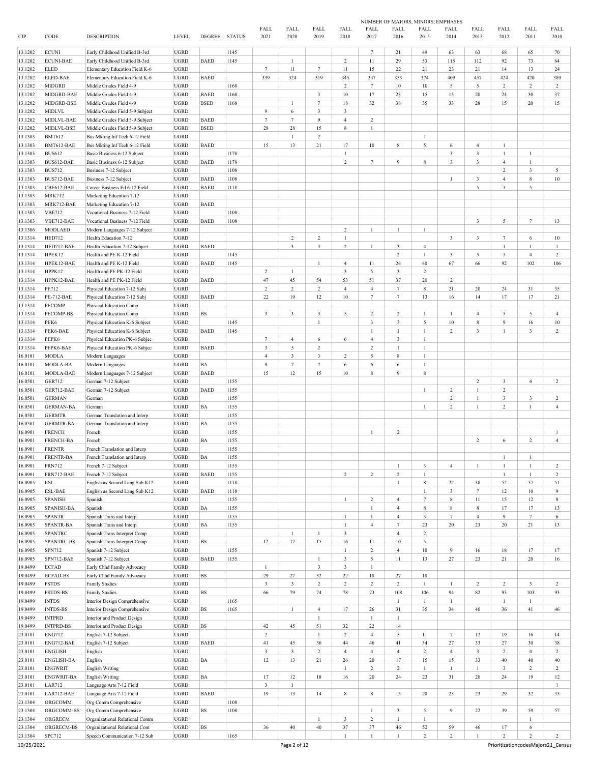| CIP | CODE | DESCRIPTION | LEVEL | DEGREE | STATUS | FALL 2021 | FALL 2020 | FALL 2019 | FALL 2018 | FALL 2017 | FALL 2016 | FALL 2015 | FALL 2014 | FALL 2013 | FALL 2012 | FALL 2011 | FALL 2010 |
|---|---|---|---|---|---|---|---|---|---|---|---|---|---|---|---|---|---|
| | | | | | | NUMBER OF MAJORS, MINORS, EMPHASES | | | | | | | | | | | |
| 13.1202 | ECUNI | Early Childhood Unified B-3rd | UGRD | | 1145 | | | | | 7 | 21 | 49 | 63 | 63 | 68 | 65 | 70 |
| 13.1202 | ECUNI-BAE | Early Childhood Unified B-3rd | UGRD | BAED | 1145 | | 1 | | 2 | 11 | 29 | 53 | 115 | 112 | 92 | 73 | 64 |
| 13.1202 | ELED | Elementary Education Field K-6 | UGRD | | | 7 | 11 | 7 | 11 | 15 | 22 | 21 | 23 | 21 | 14 | 13 | 24 |
| 13.1202 | ELED-BAE | Elementary Education Field K-6 | UGRD | BAED | | 339 | 324 | 319 | 345 | 337 | 353 | 374 | 409 | 457 | 424 | 420 | 389 |
| 13.1202 | MIDGRD | Middle Grades Field 4-9 | UGRD | | 1168 | | | | 2 | 7 | 10 | 10 | 5 | 5 | 2 | 2 | 2 |
| 13.1202 | MIDGRD-BAE | Middle Grades Field 4-9 | UGRD | BAED | 1168 | | | 3 | 10 | 17 | 23 | 15 | 15 | 20 | 24 | 30 | 37 |
| 13.1202 | MIDGRD-BSE | Middle Grades Field 4-9 | UGRD | BSED | 1168 | | 1 | 7 | 18 | 32 | 38 | 35 | 33 | 28 | 15 | 20 | 15 |
| 13.1202 | MIDLVL | Middle Grades Field 5-9 Subject | UGRD | | | 9 | 6 | 3 | 3 | | | | | | | | |
| 13.1202 | MIDLVL-BAE | Middle Grades Field 5-9 Subject | UGRD | BAED | | 7 | 7 | 9 | 4 | 2 | | | | | | | |
| 13.1202 | MIDLVL-BSE | Middle Grades Field 5-9 Subject | UGRD | BSED | | 28 | 28 | 15 | 8 | 1 | | | | | | | |
| 13.1303 | BMT612 | Bus Mkting Inf Tech 6-12 Field | UGRD | | | | 1 | 2 | | | | 1 | | | | | |
| 13.1303 | BMT612-BAE | Bus Mkting Inf Tech 6-12 Field | UGRD | BAED | | 15 | 13 | 21 | 17 | 10 | 8 | 5 | 6 | 4 | 1 | | |
| 13.1303 | BUS612 | Basic Business 6-12 Subject | UGRD | | 1178 | | | | 1 | | | | 3 | 3 | 1 | 1 | |
| 13.1303 | BUS612-BAE | Basic Business 6-12 Subject | UGRD | BAED | 1178 | | | | 2 | 7 | 9 | 8 | 3 | 3 | 4 | 1 | |
| 13.1303 | BUS712 | Business 7-12 Subject | UGRD | | 1108 | | | | | | | | | | 2 | 3 | 5 |
| 13.1303 | BUS712-BAE | Business 7-12 Subject | UGRD | BAED | 1108 | | | | | | | | 1 | 3 | 4 | 8 | 10 |
| 13.1303 | CBE612-BAE | Career Business Ed 6-12 Field | UGRD | BAED | 1118 | | | | | | | | | 5 | 3 | 5 | |
| 13.1303 | MRK712 | Marketing Education 7-12 | UGRD | | | | | | | | | | | | | | |
| 13.1303 | MRK712-BAE | Marketing Education 7-12 | UGRD | BAED | | | | | | | | | | | | | |
| 13.1303 | VBE712 | Vocational Business 7-12 Field | UGRD | | 1108 | | | | | | | | | | | | |
| 13.1303 | VBE712-BAE | Vocational Business 7-12 Field | UGRD | BAED | 1108 | | | | | | | | | 3 | 5 | 7 | 13 |
| 13.1306 | MODLAED | Modern Languages 7-12 Subject | UGRD | | | | | | 2 | 1 | 1 | 1 | | | | | |
| 13.1314 | HED712 | Health Education 7-12 | UGRD | | | | 2 | 2 | 1 | | | | 3 | 3 | 7 | 6 | 10 |
| 13.1314 | HED712-BAE | Health Education 7-12 Subject | UGRD | BAED | | | 3 | 3 | 2 | 1 | 3 | 4 | | | 1 | 1 | 1 |
| 13.1314 | HPEK12 | Health and PE K-12 Field | UGRD | | 1145 | | | | | | 2 | 1 | 3 | 5 | 5 | 4 | 2 |
| 13.1314 | HPEK12-BAE | Health and PE K-12 Field | UGRD | BAED | 1145 | | | 1 | 4 | 11 | 24 | 40 | 67 | 66 | 92 | 102 | 106 |
| 13.1314 | HPPK12 | Health and PE PK-12 Field | UGRD | | | 2 | 1 | | 3 | 5 | 3 | 2 | | | | | |
| 13.1314 | HPPK12-BAE | Health and PE PK-12 Field | UGRD | BAED | | 47 | 45 | 54 | 53 | 51 | 37 | 20 | 2 | | | | |
| 13.1314 | PE712 | Physical Education 7-12 Subj | UGRD | | | 2 | 2 | 2 | 4 | 4 | 7 | 8 | 21 | 20 | 24 | 31 | 35 |
| 13.1314 | PE-712-BAE | Physical Education 7-12 Subj | UGRD | BAED | | 22 | 19 | 12 | 10 | 7 | 7 | 13 | 16 | 14 | 17 | 17 | 21 |
| 13.1314 | PECOMP | Physical Education Comp | UGRD | | | | | | | | | | | | | | |
| 13.1314 | PECOMP-BS | Physical Education Comp | UGRD | BS | | 3 | 3 | 3 | 5 | 2 | 2 | 1 | 1 | 4 | 5 | 5 | 4 |
| 13.1314 | PEK6 | Physical Education K-6 Subject | UGRD | | 1145 | | | 1 | | 3 | 3 | 5 | 10 | 8 | 9 | 16 | 10 |
| 13.1314 | PEK6-BAE | Physical Education K-6 Subject | UGRD | BAED | 1145 | | | | | 1 | 1 | 1 | 2 | 3 | 1 | 3 | 2 |
| 13.1314 | PEPK6 | Physical Education PK-6 Subjec | UGRD | | | 7 | 4 | 6 | 6 | 4 | 3 | 1 | | | | | |
| 13.1314 | PEPK6-BAE | Physical Education PK-6 Subjec | UGRD | BAED | | 3 | 5 | 2 | | 2 | 1 | 1 | | | | | |
| 16.0101 | MODLA | Modern Languages | UGRD | | | 4 | 3 | 3 | 2 | 5 | 8 | 1 | | | | | |
| 16.0101 | MODLA-BA | Modern Languages | UGRD | BA | | 9 | 7 | 7 | 6 | 6 | 6 | 1 | | | | | |
| 16.0101 | MODLA-BAE | Modern Languages 7-12 Subject | UGRD | BAED | | 15 | 12 | 15 | 10 | 8 | 9 | 8 | | | | | |
| 16.0501 | GER712 | German 7-12 Subject | UGRD | | 1155 | | | | | | | | | 2 | 3 | 4 | 2 |
| 16.0501 | GER712-BAE | German 7-12 Subject | UGRD | BAED | 1155 | | | | | | | 1 | 2 | 1 | 2 | | |
| 16.0501 | GERMAN | German | UGRD | | 1155 | | | | | | | | 2 | 1 | 3 | 3 | 2 |
| 16.0501 | GERMAN-BA | German | UGRD | BA | 1155 | | | | | | | 1 | 2 | 1 | 2 | 1 | 4 |
| 16.0501 | GERMTR | German Translation and Interp | UGRD | | 1155 | | | | | | | | | | | | |
| 16.0501 | GERMTR-BA | German Translation and Interp | UGRD | BA | 1155 | | | | | | | | | | | | |
| 16.0901 | FRENCH | French | UGRD | | 1155 | | | | | 1 | 2 | | | | | | 1 |
| 16.0901 | FRENCH-BA | French | UGRD | BA | 1155 | | | | | | | | | 2 | 6 | 2 | 4 |
| 16.0901 | FRENTR | French Translation and Interp | UGRD | | 1155 | | | | | | | | | | | | |
| 16.0901 | FRENTR-BA | French Translation and Interp | UGRD | BA | 1155 | | | | | | | | | | 1 | 1 | |
| 16.0901 | FRN712 | French 7-12 Subject | UGRD | | 1155 | | | | | | 1 | 3 | 4 | 1 | 1 | 1 | 2 |
| 16.0901 | FRN712-BAE | French 7-12 Subject | UGRD | BAED | 1155 | | | | 2 | 2 | 2 | 1 | | | 1 | 1 | 2 |
| 16.0905 | ESL | English as Second Lang Sub K12 | UGRD | | 1118 | | | | | | 1 | 8 | 22 | 38 | 52 | 57 | 51 |
| 16.0905 | ESL-BAE | English as Second Lang Sub K12 | UGRD | BAED | 1118 | | | | | | | 1 | 3 | 7 | 12 | 10 | 9 |
| 16.0905 | SPANISH | Spanish | UGRD | | 1155 | | | | 1 | 2 | 4 | 7 | 8 | 11 | 15 | 12 | 8 |
| 16.0905 | SPANISH-BA | Spanish | UGRD | BA | 1155 | | | | | 1 | 4 | 8 | 8 | 8 | 17 | 17 | 13 |
| 16.0905 | SPANTR | Spanish Trans and Interp | UGRD | | 1155 | | | | 1 | 1 | 4 | 3 | 7 | 4 | 9 | 7 | 6 |
| 16.0905 | SPANTR-BA | Spanish Trans and Interp | UGRD | BA | 1155 | | | | 1 | 4 | 7 | 23 | 20 | 23 | 20 | 21 | 13 |
| 16.0905 | SPANTRC | Spanish Trans Interpret Comp | UGRD | | | | 1 | 1 | 3 | | 4 | 2 | | | | | |
| 16.0905 | SPANTRC-BS | Spanish Trans Interpret Comp | UGRD | BS | | 12 | 17 | 15 | 16 | 11 | 10 | 5 | | | | | |
| 16.0905 | SPN712 | Spanish 7-12 Subject | UGRD | | 1155 | | | | 1 | 2 | 4 | 10 | 9 | 16 | 18 | 17 | 17 |
| 16.0905 | SPN712-BAE | Spanish 7-12 Subject | UGRD | BAED | 1155 | | | 1 | 3 | 5 | 11 | 13 | 27 | 23 | 21 | 20 | 16 |
| 19.0499 | ECFAD | Early Chhd Family Advocacy | UGRD | | | 1 | | 3 | 3 | 1 | | | | | | | |
| 19.0499 | ECFAD-BS | Early Chhd Family Advocacy | UGRD | BS | | 29 | 27 | 32 | 22 | 18 | 27 | 18 | | | | | |
| 19.0499 | FSTDS | Family Studies | UGRD | | | 3 | 3 | 2 | 2 | 2 | 2 | 1 | 1 | 2 | 2 | 3 | 2 |
| 19.0499 | FSTDS-BS | Family Studies | UGRD | BS | | 66 | 79 | 74 | 78 | 73 | 108 | 106 | 94 | 82 | 93 | 103 | 93 |
| 19.0499 | INTDS | Interior Design Comprehensive | UGRD | | 1165 | | | | | | 1 | 1 | 1 | | 1 | 1 | |
| 19.0499 | INTDS-BS | Interior Design Comprehensive | UGRD | BS | 1165 | | 1 | 4 | 17 | 26 | 31 | 35 | 34 | 40 | 36 | 41 | 46 |
| 19.0499 | INTPRD | Interior and Product Design | UGRD | | | | | 1 | | 1 | 1 | | | | | | |
| 19.0499 | INTPRD-BS | Interior and Product Design | UGRD | BS | | 42 | 45 | 51 | 32 | 22 | 14 | | | | | | |
| 23.0101 | ENG712 | English 7-12 Subject | UGRD | | | 2 | | 1 | 2 | 4 | 5 | 11 | 7 | 12 | 19 | 16 | 14 |
| 23.0101 | ENG712-BAE | English 7-12 Subject | UGRD | BAED | | 41 | 45 | 36 | 44 | 46 | 41 | 34 | 27 | 33 | 27 | 30 | 38 |
| 23.0101 | ENGLISH | English | UGRD | | | 3 | 3 | 2 | 4 | 4 | 4 | 2 | 4 | 3 | 2 | 4 | 2 |
| 23.0101 | ENGLISH-BA | English | UGRD | BA | | 12 | 13 | 21 | 26 | 20 | 17 | 15 | 15 | 33 | 40 | 40 | 40 |
| 23.0101 | ENGWRIT | English Writing | UGRD | | | | | | 1 | 2 | 2 | 1 | 1 | 1 | 3 | 2 | 2 |
| 23.0101 | ENGWRIT-BA | English Writing | UGRD | BA | | 17 | 12 | 18 | 16 | 20 | 24 | 23 | 31 | 20 | 24 | 19 | 12 |
| 23.0101 | LAR712 | Language Arts 7-12 Field | UGRD | | | 3 | 1 | | | | | | | | | | 1 |
| 23.0101 | LAR712-BAE | Language Arts 7-12 Field | UGRD | BAED | | 19 | 13 | 14 | 8 | 8 | 15 | 20 | 23 | 23 | 29 | 32 | 35 |
| 23.1304 | ORGCOMM | Org Comm Comprehensive | UGRD | | 1108 | | | | | | | | | | | | |
| 23.1304 | ORGCOMM-BS | Org Comm Comprehensive | UGRD | BS | 1108 | | | | | 1 | 3 | 5 | 9 | 22 | 39 | 59 | 57 |
| 23.1304 | ORGRECM | Organizational Relational Comm | UGRD | | | | | 1 | 3 | 2 | 1 | 1 | | | | 1 | |
| 23.1304 | ORGRECM-BS | Organizational Relational Com | UGRD | BS | | 36 | 40 | 40 | 37 | 37 | 46 | 52 | 59 | 46 | 17 | 6 | |
| 23.1304 | SPC712 | Speech Communication 7-12 Sub | UGRD | | 1165 | | | | 1 | 1 | 1 | 2 | 2 | 1 | 2 | 2 | 2 |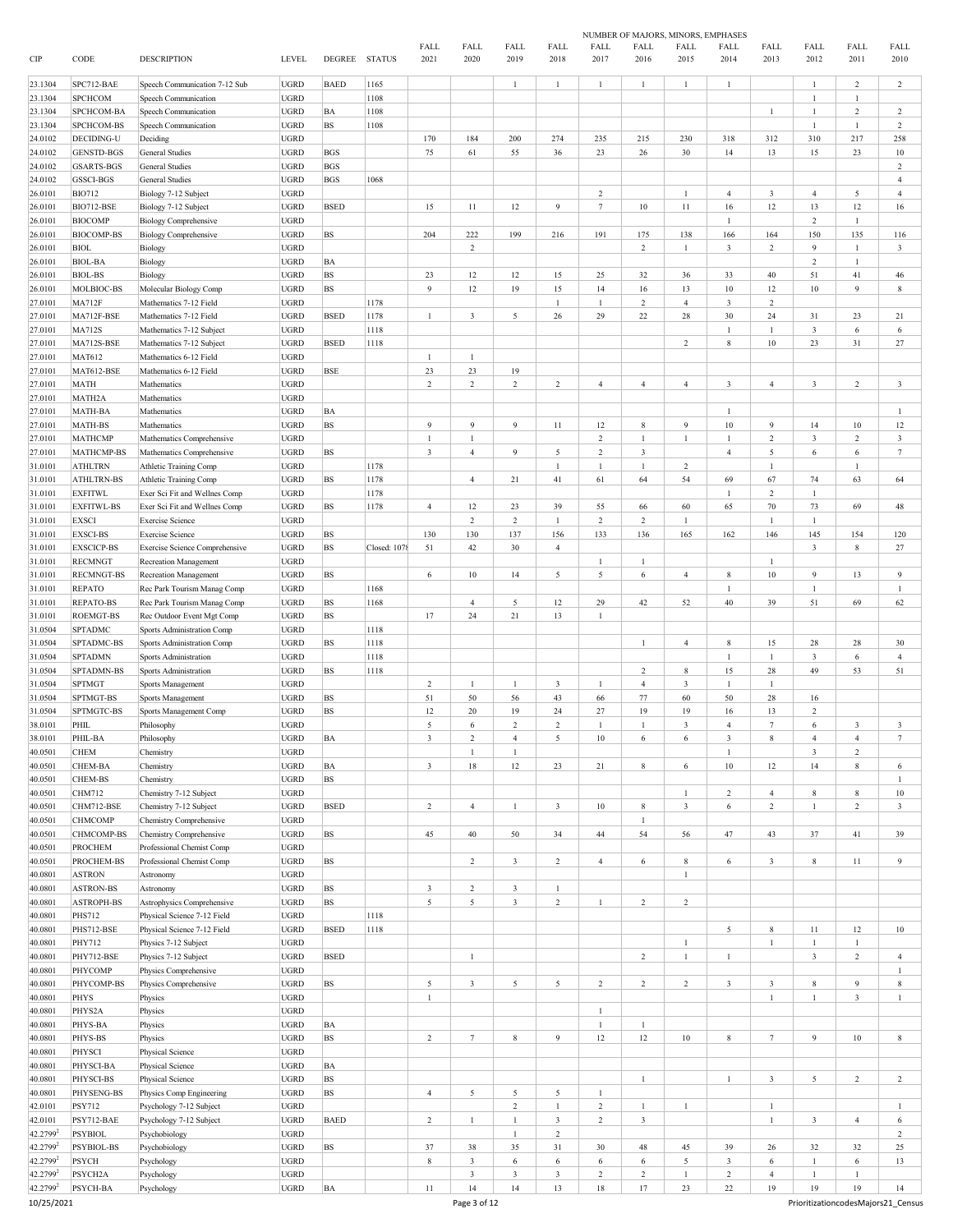| CIP | CODE | DESCRIPTION | LEVEL | DEGREE | STATUS | FALL 2021 | FALL 2020 | FALL 2019 | FALL 2018 | FALL 2017 | FALL 2016 | FALL 2015 | FALL 2014 | FALL 2013 | FALL 2012 | FALL 2011 | FALL 2010 |
|---|---|---|---|---|---|---|---|---|---|---|---|---|---|---|---|---|---|
| | | | | | | NUMBER OF MAJORS, MINORS, EMPHASES | | | | | | | | | | | |
| 23.1304 | SPC712-BAE | Speech Communication 7-12 Sub | UGRD | BAED | 1165 | | | 1 | 1 | 1 | 1 | 1 | 1 | | 1 | 2 | 2 |
| 23.1304 | SPCHCOM | Speech Communication | UGRD | | 1108 | | | | | | | | | | 1 | 1 | |
| 23.1304 | SPCHCOM-BA | Speech Communication | UGRD | BA | 1108 | | | | | | | | | 1 | 1 | 2 | 2 |
| 23.1304 | SPCHCOM-BS | Speech Communication | UGRD | BS | 1108 | | | | | | | | | | 1 | 1 | 2 |
| 24.0102 | DECIDING-U | Deciding | UGRD | | | 170 | 184 | 200 | 274 | 235 | 215 | 230 | 318 | 312 | 310 | 217 | 258 |
| 24.0102 | GENSTD-BGS | General Studies | UGRD | BGS | | 75 | 61 | 55 | 36 | 23 | 26 | 30 | 14 | 13 | 15 | 23 | 10 |
| 24.0102 | GSARTS-BGS | General Studies | UGRD | BGS | | | | | | | | | | | | | 2 |
| 24.0102 | GSSCI-BGS | General Studies | UGRD | BGS | 1068 | | | | | | | | | | | | 4 |
| 26.0101 | BIO712 | Biology 7-12 Subject | UGRD | | | | | | | 2 | | 1 | 4 | 3 | 4 | 5 | 4 |
| 26.0101 | BIO712-BSE | Biology 7-12 Subject | UGRD | BSED | | 15 | 11 | 12 | 9 | 7 | 10 | 11 | 16 | 12 | 13 | 12 | 16 |
| 26.0101 | BIOCOMP | Biology Comprehensive | UGRD | | | | | | | | | | 1 | | 2 | 1 | |
| 26.0101 | BIOCOMP-BS | Biology Comprehensive | UGRD | BS | | 204 | 222 | 199 | 216 | 191 | 175 | 138 | 166 | 164 | 150 | 135 | 116 |
| 26.0101 | BIOL | Biology | UGRD | | | | 2 | | | | 2 | 1 | 3 | 2 | 9 | 1 | 3 |
| 26.0101 | BIOL-BA | Biology | UGRD | BA | | | | | | | | | | | 2 | 1 | |
| 26.0101 | BIOL-BS | Biology | UGRD | BS | | 23 | 12 | 12 | 15 | 25 | 32 | 36 | 33 | 40 | 51 | 41 | 46 |
| 26.0101 | MOLBIOC-BS | Molecular Biology Comp | UGRD | BS | | 9 | 12 | 19 | 15 | 14 | 16 | 13 | 10 | 12 | 10 | 9 | 8 |
| 27.0101 | MA712F | Mathematics 7-12 Field | UGRD | | 1178 | | | | 1 | 1 | 2 | 4 | 3 | 2 | | | |
| 27.0101 | MA712F-BSE | Mathematics 7-12 Field | UGRD | BSED | 1178 | 1 | 3 | 5 | 26 | 29 | 22 | 28 | 30 | 24 | 31 | 23 | 21 |
| 27.0101 | MA712S | Mathematics 7-12 Subject | UGRD | | 1118 | | | | | | | | 1 | 1 | 3 | 6 | 6 |
| 27.0101 | MA712S-BSE | Mathematics 7-12 Subject | UGRD | BSED | 1118 | | | | | | | 2 | 8 | 10 | 23 | 31 | 27 |
| 27.0101 | MAT612 | Mathematics 6-12 Field | UGRD | | | 1 | 1 | | | | | | | | | | |
| 27.0101 | MAT612-BSE | Mathematics 6-12 Field | UGRD | BSE | | 23 | 23 | 19 | | | | | | | | | |
| 27.0101 | MATH | Mathematics | UGRD | | | 2 | 2 | 2 | 2 | 4 | 4 | 4 | 3 | 4 | 3 | 2 | 3 |
| 27.0101 | MATH2A | Mathematics | UGRD | | | | | | | | | | | | | | |
| 27.0101 | MATH-BA | Mathematics | UGRD | BA | | | | | | | | | 1 | | | | 1 |
| 27.0101 | MATH-BS | Mathematics | UGRD | BS | | 9 | 9 | 9 | 11 | 12 | 8 | 9 | 10 | 9 | 14 | 10 | 12 |
| 27.0101 | MATHCMP | Mathematics Comprehensive | UGRD | | | 1 | 1 | | | 2 | 1 | 1 | 1 | 2 | 3 | 2 | 3 |
| 27.0101 | MATHCMP-BS | Mathematics Comprehensive | UGRD | BS | | 3 | 4 | 9 | 5 | 2 | 3 | | 4 | 5 | 6 | 6 | 7 |
| 31.0101 | ATHLTRN | Athletic Training Comp | UGRD | | 1178 | | | | 1 | 1 | 1 | 2 | | 1 | | 1 | |
| 31.0101 | ATHLTRN-BS | Athletic Training Comp | UGRD | BS | 1178 | | 4 | 21 | 41 | 61 | 64 | 54 | 69 | 67 | 74 | 63 | 64 |
| 31.0101 | EXFITWL | Exer Sci Fit and Wellnes Comp | UGRD | | 1178 | | | | | | | | 1 | 2 | 1 | | |
| 31.0101 | EXFITWL-BS | Exer Sci Fit and Wellnes Comp | UGRD | BS | 1178 | 4 | 12 | 23 | 39 | 55 | 66 | 60 | 65 | 70 | 73 | 69 | 48 |
| 31.0101 | EXSCI | Exercise Science | UGRD | | | | 2 | 2 | 1 | 2 | 2 | 1 | | 1 | 1 | | |
| 31.0101 | EXSCI-BS | Exercise Science | UGRD | BS | | 130 | 130 | 137 | 156 | 133 | 136 | 165 | 162 | 146 | 145 | 154 | 120 |
| 31.0101 | EXSCICP-BS | Exercise Science Comprehensive | UGRD | BS | Closed: 1078 | 51 | 42 | 30 | 4 | | | | | | 3 | 8 | 27 |
| 31.0101 | RECMNGT | Recreation Management | UGRD | | | | | | | 1 | 1 | | | 1 | | | |
| 31.0101 | RECMNGT-BS | Recreation Management | UGRD | BS | | 6 | 10 | 14 | 5 | 5 | 6 | 4 | 8 | 10 | 9 | 13 | 9 |
| 31.0101 | REPATO | Rec Park Tourism Manag Comp | UGRD | | 1168 | | | | | | | | 1 | | 1 | | 1 |
| 31.0101 | REPATO-BS | Rec Park Tourism Manag Comp | UGRD | BS | 1168 | | 4 | 5 | 12 | 29 | 42 | 52 | 40 | 39 | 51 | 69 | 62 |
| 31.0101 | ROEMGT-BS | Rec Outdoor Event Mgt Comp | UGRD | BS | | 17 | 24 | 21 | 13 | 1 | | | | | | | |
| 31.0504 | SPTADMC | Sports Administration Comp | UGRD | | 1118 | | | | | | | | | | | | |
| 31.0504 | SPTADMC-BS | Sports Administration Comp | UGRD | BS | 1118 | | | | | | 1 | 4 | 8 | 15 | 28 | 28 | 30 |
| 31.0504 | SPTADMN | Sports Administration | UGRD | | 1118 | | | | | | | | 1 | 1 | 3 | 6 | 4 |
| 31.0504 | SPTADMN-BS | Sports Administration | UGRD | BS | 1118 | | | | | | 2 | 8 | 15 | 28 | 49 | 53 | 51 |
| 31.0504 | SPTMGT | Sports Management | UGRD | | | 2 | 1 | 1 | 3 | 1 | 4 | 3 | 1 | 1 | | | |
| 31.0504 | SPTMGT-BS | Sports Management | UGRD | BS | | 51 | 50 | 56 | 43 | 66 | 77 | 60 | 50 | 28 | 16 | | |
| 31.0504 | SPTMGTC-BS | Sports Management Comp | UGRD | BS | | 12 | 20 | 19 | 24 | 27 | 19 | 19 | 16 | 13 | 2 | | |
| 38.0101 | PHIL | Philosophy | UGRD | | | 5 | 6 | 2 | 2 | 1 | 1 | 3 | 4 | 7 | 6 | 3 | 3 |
| 38.0101 | PHIL-BA | Philosophy | UGRD | BA | | 3 | 2 | 4 | 5 | 10 | 6 | 6 | 3 | 8 | 4 | 4 | 7 |
| 40.0501 | CHEM | Chemistry | UGRD | | | | 1 | 1 | | | | | 1 | | 3 | 2 | |
| 40.0501 | CHEM-BA | Chemistry | UGRD | BA | | 3 | 18 | 12 | 23 | 21 | 8 | 6 | 10 | 12 | 14 | 8 | 6 |
| 40.0501 | CHEM-BS | Chemistry | UGRD | BS | | | | | | | | | | | | | 1 |
| 40.0501 | CHM712 | Chemistry 7-12 Subject | UGRD | | | | | | | | | 1 | 2 | 4 | 8 | 8 | 10 |
| 40.0501 | CHM712-BSE | Chemistry 7-12 Subject | UGRD | BSED | | 2 | 4 | 1 | 3 | 10 | 8 | 3 | 6 | 2 | 1 | 2 | 3 |
| 40.0501 | CHMCOMP | Chemistry Comprehensive | UGRD | | | | | | | | 1 | | | | | | |
| 40.0501 | CHMCOMP-BS | Chemistry Comprehensive | UGRD | BS | | 45 | 40 | 50 | 34 | 44 | 54 | 56 | 47 | 43 | 37 | 41 | 39 |
| 40.0501 | PROCHEM | Professional Chemist Comp | UGRD | | | | | | | | | | | | | | |
| 40.0501 | PROCHEM-BS | Professional Chemist Comp | UGRD | BS | | | 2 | 3 | 2 | 4 | 6 | 8 | 6 | 3 | 8 | 11 | 9 |
| 40.0801 | ASTRON | Astronomy | UGRD | | | | | | | | | 1 | | | | | |
| 40.0801 | ASTRON-BS | Astronomy | UGRD | BS | | 3 | 2 | 3 | 1 | | | | | | | | |
| 40.0801 | ASTROPH-BS | Astrophysics Comprehensive | UGRD | BS | | 5 | 5 | 3 | 2 | 1 | 2 | 2 | | | | | |
| 40.0801 | PHS712 | Physical Science 7-12 Field | UGRD | | 1118 | | | | | | | | | | | | |
| 40.0801 | PHS712-BSE | Physical Science 7-12 Field | UGRD | BSED | 1118 | | | | | | | | 5 | 8 | 11 | 12 | 10 |
| 40.0801 | PHY712 | Physics 7-12 Subject | UGRD | | | | | | | | | 1 | | 1 | 1 | 1 | |
| 40.0801 | PHY712-BSE | Physics 7-12 Subject | UGRD | BSED | | | 1 | | | | 2 | 1 | 1 | | 3 | 2 | 4 |
| 40.0801 | PHYCOMP | Physics Comprehensive | UGRD | | | | | | | | | | | | | | 1 |
| 40.0801 | PHYCOMP-BS | Physics Comprehensive | UGRD | BS | | 5 | 3 | 5 | 5 | 2 | 2 | 2 | 3 | 3 | 8 | 9 | 8 |
| 40.0801 | PHYS | Physics | UGRD | | | 1 | | | | | | | | 1 | 1 | 3 | 1 |
| 40.0801 | PHYS2A | Physics | UGRD | | | | | | | 1 | | | | | | | |
| 40.0801 | PHYS-BA | Physics | UGRD | BA | | | | | | 1 | 1 | | | | | | |
| 40.0801 | PHYS-BS | Physics | UGRD | BS | | 2 | 7 | 8 | 9 | 12 | 12 | 10 | 8 | 7 | 9 | 10 | 8 |
| 40.0801 | PHYSCI | Physical Science | UGRD | | | | | | | | | | | | | | |
| 40.0801 | PHYSCI-BA | Physical Science | UGRD | BA | | | | | | | | | | | | | |
| 40.0801 | PHYSCI-BS | Physical Science | UGRD | BS | | | | | | | 1 | | 1 | 3 | 5 | 2 | 2 |
| 40.0801 | PHYSENG-BS | Physics Comp Engineering | UGRD | BS | | 4 | 5 | 5 | 5 | 1 | | | | | | | |
| 42.0101 | PSY712 | Psychology 7-12 Subject | UGRD | | | | | 2 | 1 | 2 | 1 | 1 | | 1 | | | 1 |
| 42.0101 | PSY712-BAE | Psychology 7-12 Subject | UGRD | BAED | | 2 | 1 | 1 | 3 | 2 | 3 | | | 1 | 3 | 4 | 6 |
| 42.2799[2] | PSYBIOL | Psychobiology | UGRD | | | | | 1 | 2 | | | | | | | | 2 |
| 42.2799[2] | PSYBIOL-BS | Psychobiology | UGRD | BS | | 37 | 38 | 35 | 31 | 30 | 48 | 45 | 39 | 26 | 32 | 32 | 25 |
| 42.2799[2] | PSYCH | Psychology | UGRD | | | 8 | 3 | 6 | 6 | 6 | 6 | 5 | 3 | 6 | 1 | 6 | 13 |
| 42.2799[2] | PSYCH2A | Psychology | UGRD | | | | 3 | 3 | 3 | 2 | 2 | 1 | 2 | 4 | 1 | 1 | |
| 42.2799[2] | PSYCH-BA | Psychology | UGRD | BA | | 11 | 14 | 14 | 13 | 18 | 17 | 23 | 22 | 19 | 19 | 19 | 14 |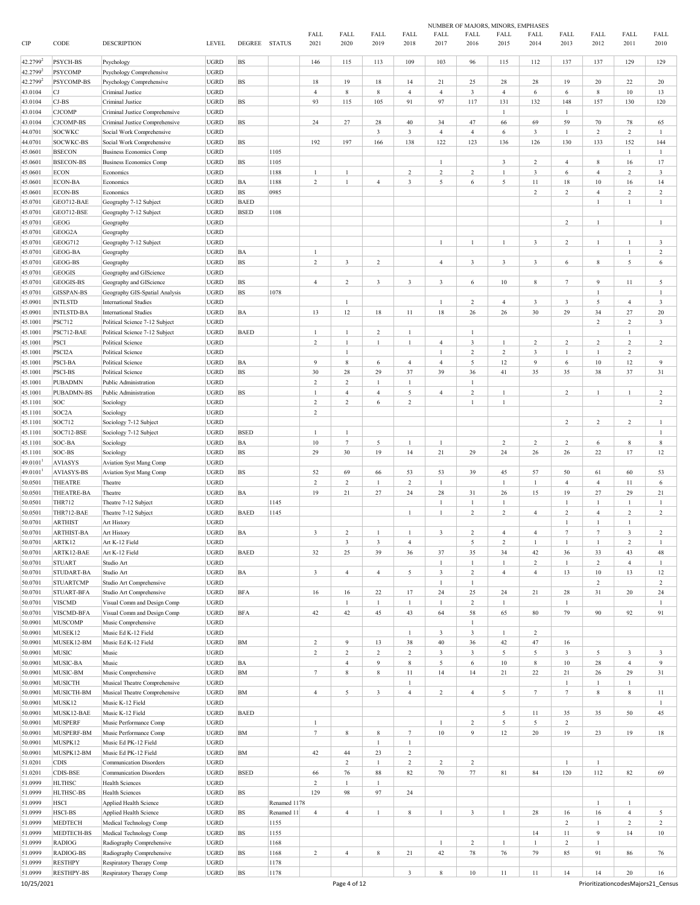| CIP | CODE | DESCRIPTION | LEVEL | DEGREE | STATUS | FALL 2021 | FALL 2020 | FALL 2019 | FALL 2018 | FALL 2017 | FALL 2016 | FALL 2015 | FALL 2014 | FALL 2013 | FALL 2012 | FALL 2011 | FALL 2010 |
|---|---|---|---|---|---|---|---|---|---|---|---|---|---|---|---|---|---|
| | | | | | | NUMBER OF MAJORS, MINORS, EMPHASES | | | | | | | | | | | |
| 42.2799[2] | PSYCH-BS | Psychology | UGRD | BS | | 146 | 115 | 113 | 109 | 103 | 96 | 115 | 112 | 137 | 137 | 129 | 129 |
| 42.2799[2] | PSYCOMP | Psychology Comprehensive | UGRD | | | | | | | | | | | | | | |
| 42.2799[2] | PSYCOMP-BS | Psychology Comprehensive | UGRD | BS | | 18 | 19 | 18 | 14 | 21 | 25 | 28 | 28 | 19 | 20 | 22 | 20 |
| 43.0104 | CJ | Criminal Justice | UGRD | | | 4 | 8 | 8 | 4 | 4 | 3 | 4 | 6 | 6 | 8 | 10 | 13 |
| 43.0104 | CJ-BS | Criminal Justice | UGRD | BS | | 93 | 115 | 105 | 91 | 97 | 117 | 131 | 132 | 148 | 157 | 130 | 120 |
| 43.0104 | CJCOMP | Criminal Justice Comprehensive | UGRD | | | | | | | | | 1 | | 1 | | | |
| 43.0104 | CJCOMP-BS | Criminal Justice Comprehensive | UGRD | BS | | 24 | 27 | 28 | 40 | 34 | 47 | 66 | 69 | 59 | 70 | 78 | 65 |
| 44.0701 | SOCWKC | Social Work Comprehensive | UGRD | | | | | 3 | 3 | 4 | 4 | 6 | 3 | 1 | 2 | 2 | 1 |
| 44.0701 | SOCWKC-BS | Social Work Comprehensive | UGRD | BS | | 192 | 197 | 166 | 138 | 122 | 123 | 136 | 126 | 130 | 133 | 152 | 144 |
| 45.0601 | BSECON | Business Economics Comp | UGRD | | 1105 | | | | | | | | | | | 1 | 1 |
| 45.0601 | BSECON-BS | Business Economics Comp | UGRD | BS | 1105 | | | | | 1 | | 3 | 2 | 4 | 8 | 16 | 17 |
| 45.0601 | ECON | Economics | UGRD | | 1188 | 1 | 1 | | 2 | 2 | 2 | 1 | 3 | 6 | 4 | 2 | 3 |
| 45.0601 | ECON-BA | Economics | UGRD | BA | 1188 | 2 | 1 | 4 | 3 | 5 | 6 | 5 | 11 | 18 | 10 | 16 | 14 |
| 45.0601 | ECON-BS | Economics | UGRD | BS | 0985 | | | | | | | | 2 | 2 | 4 | 2 | 2 |
| 45.0701 | GEO712-BAE | Geography 7-12 Subject | UGRD | BAED | | | | | | | | | | | 1 | 1 | 1 |
| 45.0701 | GEO712-BSE | Geography 7-12 Subject | UGRD | BSED | 1108 | | | | | | | | | | | | |
| 45.0701 | GEOG | Geography | UGRD | | | | | | | | | | | 2 | 1 | | 1 |
| 45.0701 | GEOG2A | Geography | UGRD | | | | | | | | | | | | | | |
| 45.0701 | GEOG712 | Geography 7-12 Subject | UGRD | | | | | | | 1 | 1 | 1 | 3 | 2 | 1 | 1 | 3 |
| 45.0701 | GEOG-BA | Geography | UGRD | BA | | 1 | | | | | | | | | | 1 | 2 |
| 45.0701 | GEOG-BS | Geography | UGRD | BS | | 2 | 3 | 2 | | 4 | 3 | 3 | 3 | 6 | 8 | 5 | 6 |
| 45.0701 | GEOGIS | Geography and GIScience | UGRD | | | | | | | | | | | | | | |
| 45.0701 | GEOGIS-BS | Geography and GIScience | UGRD | BS | | 4 | 2 | 3 | 3 | 3 | 6 | 10 | 8 | 7 | 9 | 11 | 5 |
| 45.0701 | GISSPAN-BS | Geography GIS-Spatial Analysis | UGRD | BS | 1078 | | | | | | | | | | 1 | | 1 |
| 45.0901 | INTLSTD | International Studies | UGRD | | | | 1 | | | 1 | 2 | 4 | 3 | 3 | 5 | 4 | 3 |
| 45.0901 | INTLSTD-BA | International Studies | UGRD | BA | | 13 | 12 | 18 | 11 | 18 | 26 | 26 | 30 | 29 | 34 | 27 | 20 |
| 45.1001 | PSC712 | Political Science 7-12 Subject | UGRD | | | | | | | | | | | | 2 | 2 | 3 |
| 45.1001 | PSC712-BAE | Political Science 7-12 Subject | UGRD | BAED | | 1 | 1 | 2 | 1 | | 1 | | | | | 1 | |
| 45.1001 | PSCI | Political Science | UGRD | | | 2 | 1 | 1 | 1 | 4 | 3 | 1 | 2 | 2 | 2 | 2 | 2 |
| 45.1001 | PSCI2A | Political Science | UGRD | | | | 1 | | | 1 | 2 | 2 | 3 | 1 | 1 | 2 | |
| 45.1001 | PSCI-BA | Political Science | UGRD | BA | | 9 | 8 | 6 | 4 | 4 | 5 | 12 | 9 | 6 | 10 | 12 | 9 |
| 45.1001 | PSCI-BS | Political Science | UGRD | BS | | 30 | 28 | 29 | 37 | 39 | 36 | 41 | 35 | 35 | 38 | 37 | 31 |
| 45.1001 | PUBADMN | Public Administration | UGRD | | | 2 | 2 | 1 | 1 | | 1 | | | | | | |
| 45.1001 | PUBADMN-BS | Public Administration | UGRD | BS | | 1 | 4 | 4 | 5 | 4 | 2 | 1 | | 2 | 1 | 1 | 2 |
| 45.1101 | SOC | Sociology | UGRD | | | 2 | 2 | 6 | 2 | | 1 | 1 | | | | | 2 |
| 45.1101 | SOC2A | Sociology | UGRD | | | 2 | | | | | | | | | | | |
| 45.1101 | SOC712 | Sociology 7-12 Subject | UGRD | | | | | | | | | | | 2 | 2 | 2 | 1 |
| 45.1101 | SOC712-BSE | Sociology 7-12 Subject | UGRD | BSED | | 1 | 1 | | | | | | | | | | 1 |
| 45.1101 | SOC-BA | Sociology | UGRD | BA | | 10 | 7 | 5 | 1 | 1 | | 2 | 2 | 2 | 6 | 8 | 8 |
| 45.1101 | SOC-BS | Sociology | UGRD | BS | | 29 | 30 | 19 | 14 | 21 | 29 | 24 | 26 | 26 | 22 | 17 | 12 |
| 49.0101[1] | AVIASYS | Aviation Syst Mang Comp | UGRD | | | | | | | | | | | | | | |
| 49.0101[1] | AVIASYS-BS | Aviation Syst Mang Comp | UGRD | BS | | 52 | 69 | 66 | 53 | 53 | 39 | 45 | 57 | 50 | 61 | 60 | 53 |
| 50.0501 | THEATRE | Theatre | UGRD | | | 2 | 2 | 1 | 2 | 1 | | 1 | 1 | 4 | 4 | 11 | 6 |
| 50.0501 | THEATRE-BA | Theatre | UGRD | BA | | 19 | 21 | 27 | 24 | 28 | 31 | 26 | 15 | 19 | 27 | 29 | 21 |
| 50.0501 | THR712 | Theatre 7-12 Subject | UGRD | | 1145 | | | | | 1 | 1 | 1 | | 1 | 1 | 1 | 1 |
| 50.0501 | THR712-BAE | Theatre 7-12 Subject | UGRD | BAED | 1145 | | | | 1 | 1 | 2 | 2 | 4 | 2 | 4 | 2 | 2 |
| 50.0701 | ARTHIST | Art History | UGRD | | | | | | | | | | | 1 | 1 | 1 | |
| 50.0701 | ARTHIST-BA | Art History | UGRD | BA | | 3 | 2 | 1 | 1 | 3 | 2 | 4 | 4 | 7 | 7 | 3 | 2 |
| 50.0701 | ARTK12 | Art K-12 Field | UGRD | | | | 3 | 3 | 4 | | 5 | 2 | 1 | 1 | 1 | 2 | 1 |
| 50.0701 | ARTK12-BAE | Art K-12 Field | UGRD | BAED | | 32 | 25 | 39 | 36 | 37 | 35 | 34 | 42 | 36 | 33 | 43 | 48 |
| 50.0701 | STUART | Studio Art | UGRD | | | | | | | 1 | 1 | 1 | 2 | 1 | 2 | 4 | 1 |
| 50.0701 | STUDART-BA | Studio Art | UGRD | BA | | 3 | 4 | 4 | 5 | 3 | 2 | 4 | 4 | 13 | 10 | 13 | 12 |
| 50.0701 | STUARTCMP | Studio Art Comprehensive | UGRD | | | | | | | 1 | 1 | | | | 2 | | 2 |
| 50.0701 | STUART-BFA | Studio Art Comprehensive | UGRD | BFA | | 16 | 16 | 22 | 17 | 24 | 25 | 24 | 21 | 28 | 31 | 20 | 24 |
| 50.0701 | VISCMD | Visual Comm and Design Comp | UGRD | | | | 1 | 1 | 1 | 1 | 2 | 1 | | 1 | | | 1 |
| 50.0701 | VISCMD-BFA | Visual Comm and Design Comp | UGRD | BFA | | 42 | 42 | 45 | 43 | 64 | 58 | 65 | 80 | 79 | 90 | 92 | 91 |
| 50.0901 | MUSCOMP | Music Comprehensive | UGRD | | | | | | | | 1 | | | | | | |
| 50.0901 | MUSEK12 | Music Ed K-12 Field | UGRD | | | | | | 1 | 3 | 3 | 1 | 2 | | | | |
| 50.0901 | MUSEK12-BM | Music Ed K-12 Field | UGRD | BM | | 2 | 9 | 13 | 38 | 40 | 36 | 42 | 47 | 16 | | | |
| 50.0901 | MUSIC | Music | UGRD | | | 2 | 2 | 2 | 2 | 3 | 3 | 5 | 5 | 3 | 5 | 3 | 3 |
| 50.0901 | MUSIC-BA | Music | UGRD | BA | | | 4 | 9 | 8 | 5 | 6 | 10 | 8 | 10 | 28 | 4 | 9 |
| 50.0901 | MUSIC-BM | Music Comprehensive | UGRD | BM | | 7 | 8 | 8 | 11 | 14 | 14 | 21 | 22 | 21 | 26 | 29 | 31 |
| 50.0901 | MUSICTH | Musical Theatre Comprehensive | UGRD | | | | | | 1 | | | | | 1 | 1 | 1 | |
| 50.0901 | MUSICTH-BM | Musical Theatre Comprehensive | UGRD | BM | | 4 | 5 | 3 | 4 | 2 | 4 | 5 | 7 | 7 | 8 | 8 | 11 |
| 50.0901 | MUSK12 | Music K-12 Field | UGRD | | | | | | | | | | | | | | 1 |
| 50.0901 | MUSK12-BAE | Music K-12 Field | UGRD | BAED | | | | | | | | 5 | 11 | 35 | 35 | 50 | 45 |
| 50.0901 | MUSPERF | Music Performance Comp | UGRD | | | 1 | | | | 1 | 2 | 5 | 5 | 2 | | | |
| 50.0901 | MUSPERF-BM | Music Performance Comp | UGRD | BM | | 7 | 8 | 8 | 7 | 10 | 9 | 12 | 20 | 19 | 23 | 19 | 18 |
| 50.0901 | MUSPK12 | Music Ed PK-12 Field | UGRD | | | | | 1 | 1 | | | | | | | | |
| 50.0901 | MUSPK12-BM | Music Ed PK-12 Field | UGRD | BM | | 42 | 44 | 23 | 2 | | | | | | | | |
| 51.0201 | CDIS | Communication Disorders | UGRD | | | | 2 | 1 | 2 | 2 | 2 | | | 1 | 1 | | |
| 51.0201 | CDIS-BSE | Communication Disorders | UGRD | BSED | | 66 | 76 | 88 | 82 | 70 | 77 | 81 | 84 | 120 | 112 | 82 | 69 |
| 51.0999 | HLTHSC | Health Sciences | UGRD | | | 2 | 1 | 1 | | | | | | | | | |
| 51.0999 | HLTHSC-BS | Health Sciences | UGRD | BS | | 129 | 98 | 97 | 24 | | | | | | | | |
| 51.0999 | HSCI | Applied Health Science | UGRD | | Renamed 1178 | | | | | | | | | | 1 | 1 | |
| 51.0999 | HSCI-BS | Applied Health Science | UGRD | BS | Renamed 11 | 4 | 4 | 1 | 8 | 1 | 3 | 1 | 28 | 16 | 16 | 4 | 5 |
| 51.0999 | MEDTECH | Medical Technology Comp | UGRD | | 1155 | | | | | | | | | 2 | 1 | 2 | 2 |
| 51.0999 | MEDTECH-BS | Medical Technology Comp | UGRD | BS | 1155 | | | | | | | | 14 | 11 | 9 | 14 | 10 |
| 51.0999 | RADIOG | Radiography Comprehensive | UGRD | | 1168 | | | | | 1 | 2 | 1 | 1 | 2 | 1 | | |
| 51.0999 | RADIOG-BS | Radiography Comprehensive | UGRD | BS | 1168 | 2 | 4 | 8 | 21 | 42 | 78 | 76 | 79 | 85 | 91 | 86 | 76 |
| 51.0999 | RESTHPY | Respiratory Therapy Comp | UGRD | | 1178 | | | | | | | | | | | | |
| 51.0999 | RESTHPY-BS | Respiratory Therapy Comp | UGRD | BS | 1178 | | | | 3 | 8 | 10 | 11 | 11 | 14 | 14 | 20 | 16 |

10/25/2021 PrioritizationcodesMajors21_Census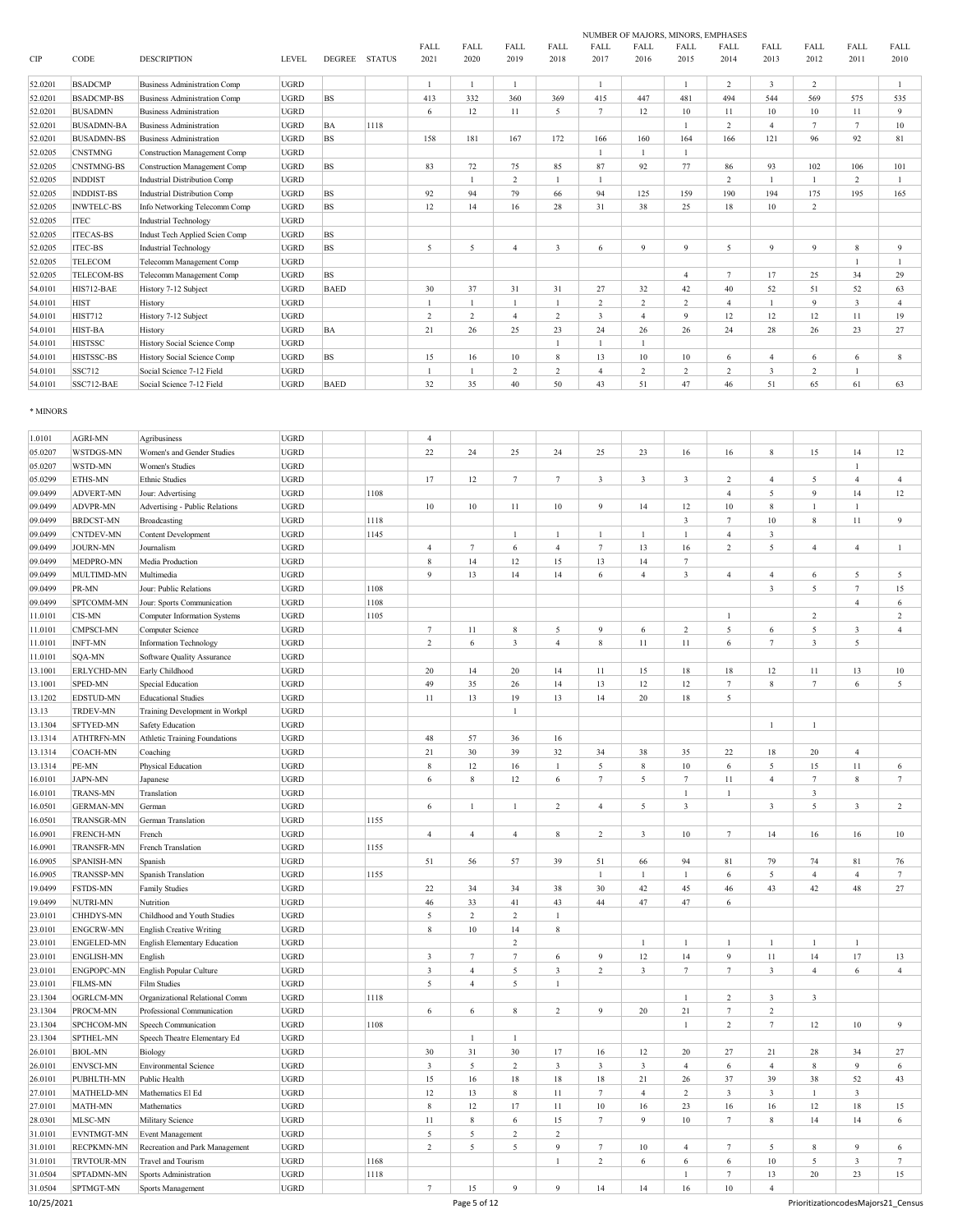| CIP | CODE | DESCRIPTION | LEVEL | DEGREE | STATUS | NUMBER OF MAJORS, MINORS, EMPHASES | | | | | | | | | | | |
|---|---|---|---|---|---|---|---|---|---|---|---|---|---|---|---|---|---|
| | | | | | | FALL 2021 | FALL 2020 | FALL 2019 | FALL 2018 | FALL 2017 | FALL 2016 | FALL 2015 | FALL 2014 | FALL 2013 | FALL 2012 | FALL 2011 | FALL 2010 |
| 52.0201 | BSADCMP | Business Administration Comp | UGRD | | | 1 | 1 | 1 | | 1 | | 1 | 2 | 3 | 2 | | 1 |
| 52.0201 | BSADCMP-BS | Business Administration Comp | UGRD | BS | | 413 | 332 | 360 | 369 | 415 | 447 | 481 | 494 | 544 | 569 | 575 | 535 |
| 52.0201 | BUSADMN | Business Administration | UGRD | | | 6 | 12 | 11 | 5 | 7 | 12 | 10 | 11 | 10 | 10 | 11 | 9 |
| 52.0201 | BUSADMN-BA | Business Administration | UGRD | BA | 1118 | | | | | | | 1 | 2 | 4 | 7 | 7 | 10 |
| 52.0201 | BUSADMN-BS | Business Administration | UGRD | BS | | 158 | 181 | 167 | 172 | 166 | 160 | 164 | 166 | 121 | 96 | 92 | 81 |
| 52.0205 | CNSTMNG | Construction Management Comp | UGRD | | | | | | | 1 | 1 | 1 | | | | | |
| 52.0205 | CNSTMNG-BS | Construction Management Comp | UGRD | BS | | 83 | 72 | 75 | 85 | 87 | 92 | 77 | 86 | 93 | 102 | 106 | 101 |
| 52.0205 | INDDIST | Industrial Distribution Comp | UGRD | | | | 1 | 2 | 1 | 1 | | | 2 | 1 | 1 | 2 | 1 |
| 52.0205 | INDDIST-BS | Industrial Distribution Comp | UGRD | BS | | 92 | 94 | 79 | 66 | 94 | 125 | 159 | 190 | 194 | 175 | 195 | 165 |
| 52.0205 | INWTELC-BS | Info Networking Telecomm Comp | UGRD | BS | | 12 | 14 | 16 | 28 | 31 | 38 | 25 | 18 | 10 | 2 | | |
| 52.0205 | ITEC | Industrial Technology | UGRD | | | | | | | | | | | | | | |
| 52.0205 | ITECAS-BS | Indust Tech Applied Scien Comp | UGRD | BS | | | | | | | | | | | | | |
| 52.0205 | ITEC-BS | Industrial Technology | UGRD | BS | | 5 | 5 | 4 | 3 | 6 | 9 | 9 | 5 | 9 | 9 | 8 | 9 |
| 52.0205 | TELECOM | Telecomm Management Comp | UGRD | | | | | | | | | | | | | 1 | 1 |
| 52.0205 | TELECOM-BS | Telecomm Management Comp | UGRD | BS | | | | | | | | 4 | 7 | 17 | 25 | 34 | 29 |
| 54.0101 | HIS712-BAE | History 7-12 Subject | UGRD | BAED | | 30 | 37 | 31 | 31 | 27 | 32 | 42 | 40 | 52 | 51 | 52 | 63 |
| 54.0101 | HIST | History | UGRD | | | 1 | 1 | 1 | 1 | 2 | 2 | 2 | 4 | 1 | 9 | 3 | 4 |
| 54.0101 | HIST712 | History 7-12 Subject | UGRD | | | 2 | 2 | 4 | 2 | 3 | 4 | 9 | 12 | 12 | 12 | 11 | 19 |
| 54.0101 | HIST-BA | History | UGRD | BA | | 21 | 26 | 25 | 23 | 24 | 26 | 26 | 24 | 28 | 26 | 23 | 27 |
| 54.0101 | HISTSSC | History Social Science Comp | UGRD | | | | | | 1 | 1 | 1 | | | | | | |
| 54.0101 | HISTSSC-BS | History Social Science Comp | UGRD | BS | | 15 | 16 | 10 | 8 | 13 | 10 | 10 | 6 | 4 | 6 | 6 | 8 |
| 54.0101 | SSC712 | Social Science 7-12 Field | UGRD | | | 1 | 1 | 2 | 2 | 4 | 2 | 2 | 2 | 3 | 2 | 1 | |
| 54.0101 | SSC712-BAE | Social Science 7-12 Field | UGRD | BAED | | 32 | 35 | 40 | 50 | 43 | 51 | 47 | 46 | 51 | 65 | 61 | 63 |

* MINORS

| CIP | CODE | DESCRIPTION | LEVEL | DEGREE | STATUS | FALL 2021 | FALL 2020 | FALL 2019 | FALL 2018 | FALL 2017 | FALL 2016 | FALL 2015 | FALL 2014 | FALL 2013 | FALL 2012 | FALL 2011 | FALL 2010 |
|---|---|---|---|---|---|---|---|---|---|---|---|---|---|---|---|---|---|
| 1.0101 | AGRI-MN | Agribusiness | UGRD | | | 4 | | | | | | | | | | | |
| 05.0207 | WSTDGS-MN | Women's and Gender Studies | UGRD | | | 22 | 24 | 25 | 24 | 25 | 23 | 16 | 16 | 8 | 15 | 14 | 12 |
| 05.0207 | WSTD-MN | Women's Studies | UGRD | | | | | | | | | | | | | 1 | |
| 05.0299 | ETHS-MN | Ethnic Studies | UGRD | | | 17 | 12 | 7 | 7 | 3 | 3 | 3 | 2 | 4 | 5 | 4 | 4 |
| 09.0499 | ADVERT-MN | Jour: Advertising | UGRD | | 1108 | | | | | | | | 4 | 5 | 9 | 14 | 12 |
| 09.0499 | ADVPR-MN | Advertising - Public Relations | UGRD | | | 10 | 10 | 11 | 10 | 9 | 14 | 12 | 10 | 8 | 1 | 1 | |
| 09.0499 | BRDCST-MN | Broadcasting | UGRD | | 1118 | | | | | | | 3 | 7 | 10 | 8 | 11 | 9 |
| 09.0499 | CNTDEV-MN | Content Development | UGRD | | 1145 | | | 1 | 1 | 1 | 1 | 1 | 4 | 3 | | | |
| 09.0499 | JOURN-MN | Journalism | UGRD | | | 4 | 7 | 6 | 4 | 7 | 13 | 16 | 2 | 5 | 4 | 4 | 1 |
| 09.0499 | MEDPRO-MN | Media Production | UGRD | | | 8 | 14 | 12 | 15 | 13 | 14 | 7 | | | | | |
| 09.0499 | MULTIMD-MN | Multimedia | UGRD | | | 9 | 13 | 14 | 14 | 6 | 4 | 3 | 4 | 4 | 6 | 5 | 5 |
| 09.0499 | PR-MN | Jour: Public Relations | UGRD | | 1108 | | | | | | | | | 3 | 5 | 7 | 15 |
| 09.0499 | SPTCOMM-MN | Jour: Sports Communication | UGRD | | 1108 | | | | | | | | | | | 4 | 6 |
| 11.0101 | CIS-MN | Computer Information Systems | UGRD | | 1105 | | | | | | | | 1 | | 2 | | 2 |
| 11.0101 | CMPSCI-MN | Computer Science | UGRD | | | 7 | 11 | 8 | 5 | 9 | 6 | 2 | 5 | 6 | 5 | 3 | 4 |
| 11.0101 | INFT-MN | Information Technology | UGRD | | | 2 | 6 | 3 | 4 | 8 | 11 | 11 | 6 | 7 | 3 | 5 | |
| 11.0101 | SQA-MN | Software Quality Assurance | UGRD | | | | | | | | | | | | | | |
| 13.1001 | ERLYCHD-MN | Early Childhood | UGRD | | | 20 | 14 | 20 | 14 | 11 | 15 | 18 | 18 | 12 | 11 | 13 | 10 |
| 13.1001 | SPED-MN | Special Education | UGRD | | | 49 | 35 | 26 | 14 | 13 | 12 | 12 | 7 | 8 | 7 | 6 | 5 |
| 13.1202 | EDSTUD-MN | Educational Studies | UGRD | | | 11 | 13 | 19 | 13 | 14 | 20 | 18 | 5 | | | | |
| 13.13 | TRDEV-MN | Training Development in Workpl | UGRD | | | | | 1 | | | | | | | | | |
| 13.1304 | SFTYED-MN | Safety Education | UGRD | | | | | | | | | | | 1 | 1 | | |
| 13.1314 | ATHTRFN-MN | Athletic Training Foundations | UGRD | | | 48 | 57 | 36 | 16 | | | | | | | | |
| 13.1314 | COACH-MN | Coaching | UGRD | | | 21 | 30 | 39 | 32 | 34 | 38 | 35 | 22 | 18 | 20 | 4 | |
| 13.1314 | PE-MN | Physical Education | UGRD | | | 8 | 12 | 16 | 1 | 5 | 8 | 10 | 6 | 5 | 15 | 11 | 6 |
| 16.0101 | JAPN-MN | Japanese | UGRD | | | 6 | 8 | 12 | 6 | 7 | 5 | 7 | 11 | 4 | 7 | 8 | 7 |
| 16.0101 | TRANS-MN | Translation | UGRD | | | | | | | | | 1 | 1 | | 3 | | |
| 16.0501 | GERMAN-MN | German | UGRD | | | 6 | 1 | 1 | 2 | 4 | 5 | 3 | | 3 | 5 | 3 | 2 |
| 16.0501 | TRANSGR-MN | German Translation | UGRD | | 1155 | | | | | | | | | | | | |
| 16.0901 | FRENCH-MN | French | UGRD | | | 4 | 4 | 4 | 8 | 2 | 3 | 10 | 7 | 14 | 16 | 16 | 10 |
| 16.0901 | TRANSFR-MN | French Translation | UGRD | | 1155 | | | | | | | | | | | | |
| 16.0905 | SPANISH-MN | Spanish | UGRD | | | 51 | 56 | 57 | 39 | 51 | 66 | 94 | 81 | 79 | 74 | 81 | 76 |
| 16.0905 | TRANSSP-MN | Spanish Translation | UGRD | | 1155 | | | | | 1 | 1 | 1 | 6 | 5 | 4 | 4 | 7 |
| 19.0499 | FSTDS-MN | Family Studies | UGRD | | | 22 | 34 | 34 | 38 | 30 | 42 | 45 | 46 | 43 | 42 | 48 | 27 |
| 19.0499 | NUTRI-MN | Nutrition | UGRD | | | 46 | 33 | 41 | 43 | 44 | 47 | 47 | 6 | | | | |
| 23.0101 | CHHDYS-MN | Childhood and Youth Studies | UGRD | | | 5 | 2 | 2 | 1 | | | | | | | | |
| 23.0101 | ENGCRW-MN | English Creative Writing | UGRD | | | 8 | 10 | 14 | 8 | | | | | | | | |
| 23.0101 | ENGELED-MN | English Elementary Education | UGRD | | | | | 2 | | | 1 | 1 | 1 | 1 | 1 | 1 | |
| 23.0101 | ENGLISH-MN | English | UGRD | | | 3 | 7 | 7 | 6 | 9 | 12 | 14 | 9 | 11 | 14 | 17 | 13 |
| 23.0101 | ENGPOPC-MN | English Popular Culture | UGRD | | | 3 | 4 | 5 | 3 | 2 | 3 | 7 | 7 | 3 | 4 | 6 | 4 |
| 23.0101 | FILMS-MN | Film Studies | UGRD | | | 5 | 4 | 5 | 1 | | | | | | | | |
| 23.1304 | OGRLCM-MN | Organizational Relational Comm | UGRD | | 1118 | | | | | | | 1 | 2 | 3 | 3 | | |
| 23.1304 | PROCM-MN | Professional Communication | UGRD | | | 6 | 6 | 8 | 2 | 9 | 20 | 21 | 7 | 2 | | | |
| 23.1304 | SPCHCOM-MN | Speech Communication | UGRD | | 1108 | | | | | | | 1 | 2 | 7 | 12 | 10 | 9 |
| 23.1304 | SPTHEL-MN | Speech Theatre Elementary Ed | UGRD | | | | 1 | 1 | | | | | | | | | |
| 26.0101 | BIOL-MN | Biology | UGRD | | | 30 | 31 | 30 | 17 | 16 | 12 | 20 | 27 | 21 | 28 | 34 | 27 |
| 26.0101 | ENVSCI-MN | Environmental Science | UGRD | | | 3 | 5 | 2 | 3 | 3 | 3 | 4 | 6 | 4 | 8 | 9 | 6 |
| 26.0101 | PUBHLTH-MN | Public Health | UGRD | | | 15 | 16 | 18 | 18 | 18 | 21 | 26 | 37 | 39 | 38 | 52 | 43 |
| 27.0101 | MATHELD-MN | Mathematics El Ed | UGRD | | | 12 | 13 | 8 | 11 | 7 | 4 | 2 | 3 | 3 | 1 | 3 | |
| 27.0101 | MATH-MN | Mathematics | UGRD | | | 8 | 12 | 17 | 11 | 10 | 16 | 23 | 16 | 16 | 12 | 18 | 15 |
| 28.0301 | MLSC-MN | Military Science | UGRD | | | 11 | 8 | 6 | 15 | 7 | 9 | 10 | 7 | 8 | 14 | 14 | 6 |
| 31.0101 | EVNTMGT-MN | Event Management | UGRD | | | 5 | 5 | 2 | 2 | | | | | | | | |
| 31.0101 | RECPKMN-MN | Recreation and Park Management | UGRD | | | 2 | 5 | 5 | 9 | 7 | 10 | 4 | 7 | 5 | 8 | 9 | 6 |
| 31.0101 | TRVTOUR-MN | Travel and Tourism | UGRD | | 1168 | | | | 1 | 2 | 6 | 6 | 6 | 10 | 5 | 3 | 7 |
| 31.0504 | SPTADMN-MN | Sports Administration | UGRD | | 1118 | | | | | | | 1 | 7 | 13 | 20 | 23 | 15 |
| 31.0504 | SPTMGT-MN | Sports Management | UGRD | | | 7 | 15 | 9 | 9 | 14 | 14 | 16 | 10 | 4 | | | |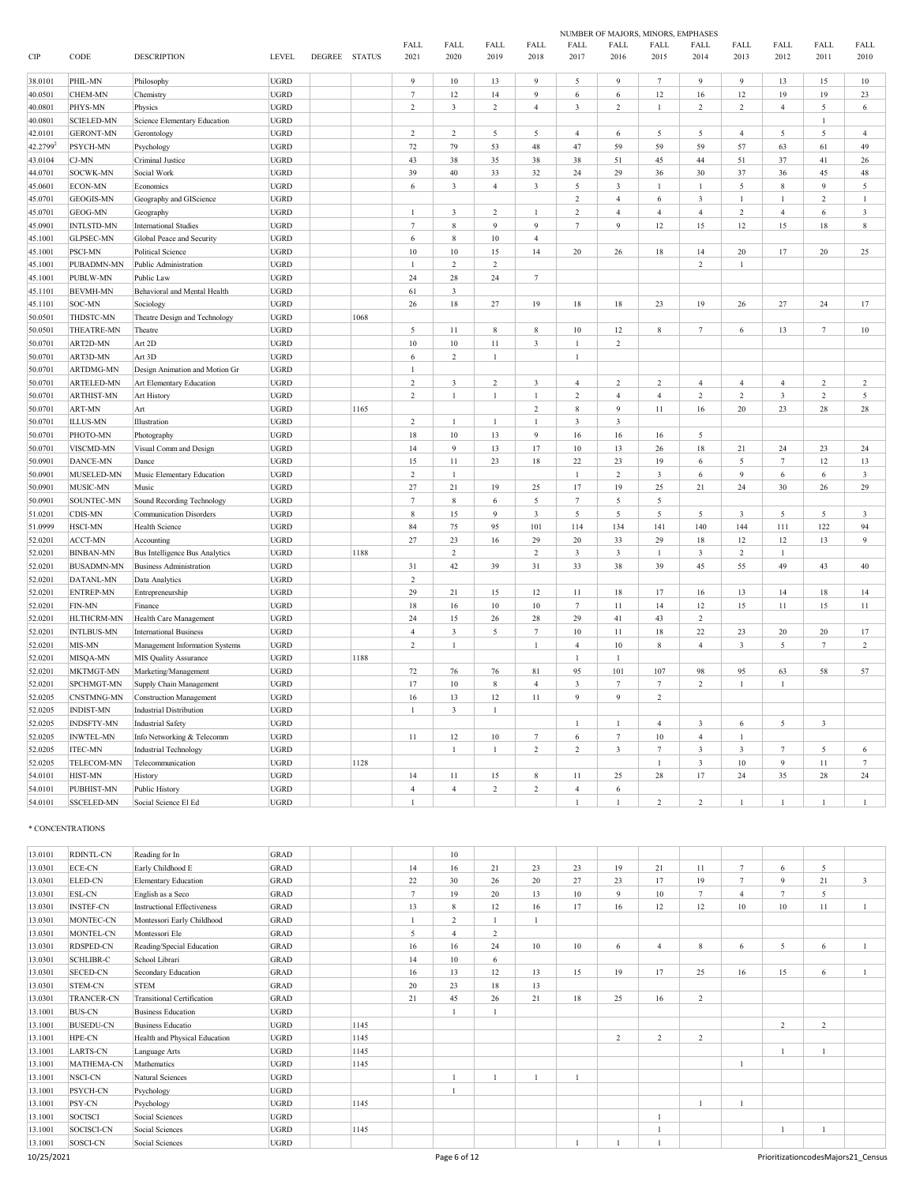| CIP | CODE | DESCRIPTION | LEVEL | DEGREE | STATUS | FALL 2021 | FALL 2020 | FALL 2019 | FALL 2018 | FALL 2017 | FALL 2016 | FALL 2015 | FALL 2014 | FALL 2013 | FALL 2012 | FALL 2011 | FALL 2010 |
|---|---|---|---|---|---|---|---|---|---|---|---|---|---|---|---|---|---|
| | | | | | | NUMBER OF MAJORS, MINORS, EMPHASES | | | | | | | | | | | |
| 38.0101 | PHIL-MN | Philosophy | UGRD | | | 9 | 10 | 13 | 9 | 5 | 9 | 7 | 9 | 9 | 13 | 15 | 10 |
| 40.0501 | CHEM-MN | Chemistry | UGRD | | | 7 | 12 | 14 | 9 | 6 | 6 | 12 | 16 | 12 | 19 | 19 | 23 |
| 40.0801 | PHYS-MN | Physics | UGRD | | | 2 | 3 | 2 | 4 | 3 | 2 | 1 | 2 | 2 | 4 | 5 | 6 |
| 40.0801 | SCIELED-MN | Science Elementary Education | UGRD | | | | | | | | | | | | | 1 | |
| 42.0101 | GERONT-MN | Gerontology | UGRD | | | 2 | 2 | 5 | 5 | 4 | 6 | 5 | 5 | 4 | 5 | 5 | 4 |
| 42.2799[2] | PSYCH-MN | Psychology | UGRD | | | 72 | 79 | 53 | 48 | 47 | 59 | 59 | 59 | 57 | 63 | 61 | 49 |
| 43.0104 | CJ-MN | Criminal Justice | UGRD | | | 43 | 38 | 35 | 38 | 38 | 51 | 45 | 44 | 51 | 37 | 41 | 26 |
| 44.0701 | SOCWK-MN | Social Work | UGRD | | | 39 | 40 | 33 | 32 | 24 | 29 | 36 | 30 | 37 | 36 | 45 | 48 |
| 45.0601 | ECON-MN | Economics | UGRD | | | 6 | 3 | 4 | 3 | 5 | 3 | 1 | 1 | 5 | 8 | 9 | 5 |
| 45.0701 | GEOGIS-MN | Geography and GIScience | UGRD | | | | | | | 2 | 4 | 6 | 3 | 1 | 1 | 2 | 1 |
| 45.0701 | GEOG-MN | Geography | UGRD | | | 1 | 3 | 2 | 1 | 2 | 4 | 4 | 4 | 2 | 4 | 6 | 3 |
| 45.0901 | INTLSTD-MN | International Studies | UGRD | | | 7 | 8 | 9 | 9 | 7 | 9 | 12 | 15 | 12 | 15 | 18 | 8 |
| 45.1001 | GLPSEC-MN | Global Peace and Security | UGRD | | | 6 | 8 | 10 | 4 | | | | | | | | |
| 45.1001 | PSCI-MN | Political Science | UGRD | | | 10 | 10 | 15 | 14 | 20 | 26 | 18 | 14 | 20 | 17 | 20 | 25 |
| 45.1001 | PUBADMN-MN | Public Administration | UGRD | | | 1 | 2 | 2 | | | | | 2 | 1 | | | |
| 45.1001 | PUBLW-MN | Public Law | UGRD | | | 24 | 28 | 24 | 7 | | | | | | | | |
| 45.1101 | BEVMH-MN | Behavioral and Mental Health | UGRD | | | 61 | 3 | | | | | | | | | | |
| 45.1101 | SOC-MN | Sociology | UGRD | | | 26 | 18 | 27 | 19 | 18 | 18 | 23 | 19 | 26 | 27 | 24 | 17 |
| 50.0501 | THDSTC-MN | Theatre Design and Technology | UGRD | | 1068 | | | | | | | | | | | | |
| 50.0501 | THEATRE-MN | Theatre | UGRD | | | 5 | 11 | 8 | 8 | 10 | 12 | 8 | 7 | 6 | 13 | 7 | 10 |
| 50.0701 | ART2D-MN | Art 2D | UGRD | | | 10 | 10 | 11 | 3 | 1 | 2 | | | | | | |
| 50.0701 | ART3D-MN | Art 3D | UGRD | | | 6 | 2 | 1 | | 1 | | | | | | | |
| 50.0701 | ARTDMG-MN | Design Animation and Motion Gr | UGRD | | | 1 | | | | | | | | | | | |
| 50.0701 | ARTELED-MN | Art Elementary Education | UGRD | | | 2 | 3 | 2 | 3 | 4 | 2 | 2 | 4 | 4 | 4 | 2 | 2 |
| 50.0701 | ARTHIST-MN | Art History | UGRD | | | 2 | 1 | 1 | 1 | 2 | 4 | 4 | 2 | 2 | 3 | 2 | 5 |
| 50.0701 | ART-MN | Art | UGRD | | 1165 | | | | 2 | 8 | 9 | 11 | 16 | 20 | 23 | 28 | 28 |
| 50.0701 | ILLUS-MN | Illustration | UGRD | | | 2 | 1 | 1 | 1 | 3 | 3 | | | | | | |
| 50.0701 | PHOTO-MN | Photography | UGRD | | | 18 | 10 | 13 | 9 | 16 | 16 | 16 | 5 | | | | |
| 50.0701 | VISCMD-MN | Visual Comm and Design | UGRD | | | 14 | 9 | 13 | 17 | 10 | 13 | 26 | 18 | 21 | 24 | 23 | 24 |
| 50.0901 | DANCE-MN | Dance | UGRD | | | 15 | 11 | 23 | 18 | 22 | 23 | 19 | 6 | 5 | 7 | 12 | 13 |
| 50.0901 | MUSELED-MN | Music Elementary Education | UGRD | | | 2 | 1 | | | 1 | 2 | 3 | 6 | 9 | 6 | 6 | 3 |
| 50.0901 | MUSIC-MN | Music | UGRD | | | 27 | 21 | 19 | 25 | 17 | 19 | 25 | 21 | 24 | 30 | 26 | 29 |
| 50.0901 | SOUNTEC-MN | Sound Recording Technology | UGRD | | | 7 | 8 | 6 | 5 | 7 | 5 | 5 | | | | | |
| 51.0201 | CDIS-MN | Communication Disorders | UGRD | | | 8 | 15 | 9 | 3 | 5 | 5 | 5 | 5 | 3 | 5 | 5 | 3 |
| 51.0999 | HSCI-MN | Health Science | UGRD | | | 84 | 75 | 95 | 101 | 114 | 134 | 141 | 140 | 144 | 111 | 122 | 94 |
| 52.0201 | ACCT-MN | Accounting | UGRD | | | 27 | 23 | 16 | 29 | 20 | 33 | 29 | 18 | 12 | 12 | 13 | 9 |
| 52.0201 | BINBAN-MN | Bus Intelligence Bus Analytics | UGRD | | 1188 | | 2 | | 2 | 3 | 3 | 1 | 3 | 2 | 1 | | |
| 52.0201 | BUSADMN-MN | Business Administration | UGRD | | | 31 | 42 | 39 | 31 | 33 | 38 | 39 | 45 | 55 | 49 | 43 | 40 |
| 52.0201 | DATANL-MN | Data Analytics | UGRD | | | 2 | | | | | | | | | | | |
| 52.0201 | ENTREP-MN | Entrepreneurship | UGRD | | | 29 | 21 | 15 | 12 | 11 | 18 | 17 | 16 | 13 | 14 | 18 | 14 |
| 52.0201 | FIN-MN | Finance | UGRD | | | 18 | 16 | 10 | 10 | 7 | 11 | 14 | 12 | 15 | 11 | 15 | 11 |
| 52.0201 | HLTHCRM-MN | Health Care Management | UGRD | | | 24 | 15 | 26 | 28 | 29 | 41 | 43 | 2 | | | | |
| 52.0201 | INTLBUS-MN | International Business | UGRD | | | 4 | 3 | 5 | 7 | 10 | 11 | 18 | 22 | 23 | 20 | 20 | 17 |
| 52.0201 | MIS-MN | Management Information Systems | UGRD | | | 2 | 1 | | 1 | 4 | 10 | 8 | 4 | 3 | 5 | 7 | 2 |
| 52.0201 | MISQA-MN | MIS Quality Assurance | UGRD | | 1188 | | | | | 1 | 1 | | | | | | |
| 52.0201 | MKTMGT-MN | Marketing/Management | UGRD | | | 72 | 76 | 76 | 81 | 95 | 101 | 107 | 98 | 95 | 63 | 58 | 57 |
| 52.0201 | SPCHMGT-MN | Supply Chain Management | UGRD | | | 17 | 10 | 8 | 4 | 3 | 7 | 7 | 2 | 1 | 1 | | |
| 52.0205 | CNSTMNG-MN | Construction Management | UGRD | | | 16 | 13 | 12 | 11 | 9 | 9 | 2 | | | | | |
| 52.0205 | INDIST-MN | Industrial Distribution | UGRD | | | 1 | 3 | 1 | | | | | | | | | |
| 52.0205 | INDSFTY-MN | Industrial Safety | UGRD | | | | | | | 1 | 1 | 4 | 3 | 6 | 5 | 3 | |
| 52.0205 | INWTEL-MN | Info Networking & Telecomm | UGRD | | | 11 | 12 | 10 | 7 | 6 | 7 | 10 | 4 | 1 | | | |
| 52.0205 | ITEC-MN | Industrial Technology | UGRD | | | | 1 | 1 | 2 | 2 | 3 | 7 | 3 | 3 | 7 | 5 | 6 |
| 52.0205 | TELECOM-MN | Telecommunication | UGRD | | 1128 | | | | | | | 1 | 3 | 10 | 9 | 11 | 7 |
| 54.0101 | HIST-MN | History | UGRD | | | 14 | 11 | 15 | 8 | 11 | 25 | 28 | 17 | 24 | 35 | 28 | 24 |
| 54.0101 | PUBHIST-MN | Public History | UGRD | | | 4 | 4 | 2 | 2 | 4 | 6 | | | | | | |
| 54.0101 | SSCELED-MN | Social Science El Ed | UGRD | | | 1 | | | | 1 | 1 | 2 | 2 | 1 | 1 | 1 | 1 |

\* CONCENTRATIONS

| CIP | CODE | DESCRIPTION | LEVEL | DEGREE | STATUS | FALL 2021 | FALL 2020 | FALL 2019 | FALL 2018 | FALL 2017 | FALL 2016 | FALL 2015 | FALL 2014 | FALL 2013 | FALL 2012 | FALL 2011 | FALL 2010 |
|---|---|---|---|---|---|---|---|---|---|---|---|---|---|---|---|---|---|
| 13.0101 | RDINTL-CN | Reading for In | GRAD | | | | 10 | | | | | | | | | | |
| 13.0301 | ECE-CN | Early Childhood E | GRAD | | | 14 | 16 | 21 | 23 | 23 | 19 | 21 | 11 | 7 | 6 | 5 | |
| 13.0301 | ELED-CN | Elementary Education | GRAD | | | 22 | 30 | 26 | 20 | 27 | 23 | 17 | 19 | 7 | 9 | 21 | 3 |
| 13.0301 | ESL-CN | English as a Seco | GRAD | | | 7 | 19 | 20 | 13 | 10 | 9 | 10 | 7 | 4 | 7 | 5 | |
| 13.0301 | INSTEF-CN | Instructional Effectiveness | GRAD | | | 13 | 8 | 12 | 16 | 17 | 16 | 12 | 12 | 10 | 10 | 11 | 1 |
| 13.0301 | MONTEC-CN | Montessori Early Childhood | GRAD | | | 1 | 2 | 1 | 1 | | | | | | | | |
| 13.0301 | MONTEL-CN | Montessori Ele | GRAD | | | 5 | 4 | 2 | | | | | | | | | |
| 13.0301 | RDSPED-CN | Reading/Special Education | GRAD | | | 16 | 16 | 24 | 10 | 10 | 6 | 4 | 8 | 6 | 5 | 6 | 1 |
| 13.0301 | SCHLIBR-C | School Librari | GRAD | | | 14 | 10 | 6 | | | | | | | | | |
| 13.0301 | SECED-CN | Secondary Education | GRAD | | | 16 | 13 | 12 | 13 | 15 | 19 | 17 | 25 | 16 | 15 | 6 | 1 |
| 13.0301 | STEM-CN | STEM | GRAD | | | 20 | 23 | 18 | 13 | | | | | | | | |
| 13.0301 | TRANCER-CN | Transitional Certification | GRAD | | | 21 | 45 | 26 | 21 | 18 | 25 | 16 | 2 | | | | |
| 13.1001 | BUS-CN | Business Education | UGRD | | | | 1 | 1 | | | | | | | | | |
| 13.1001 | BUSEDU-CN | Business Educatio | UGRD | | 1145 | | | | | | | | | | 2 | 2 | |
| 13.1001 | HPE-CN | Health and Physical Education | UGRD | | 1145 | | | | | | 2 | 2 | 2 | | | | |
| 13.1001 | LARTS-CN | Language Arts | UGRD | | 1145 | | | | | | | | | | 1 | 1 | |
| 13.1001 | MATHEMA-CN | Mathematics | UGRD | | 1145 | | | | | | | | | 1 | | | |
| 13.1001 | NSCI-CN | Natural Sciences | UGRD | | | | 1 | 1 | 1 | 1 | | | | | | | |
| 13.1001 | PSYCH-CN | Psychology | UGRD | | | | 1 | | | | | | | | | | |
| 13.1001 | PSY-CN | Psychology | UGRD | | 1145 | | | | | | | | 1 | 1 | | | |
| 13.1001 | SOCISCI | Social Sciences | UGRD | | | | | | | | | 1 | | | | | |
| 13.1001 | SOCISCI-CN | Social Sciences | UGRD | | 1145 | | | | | | | 1 | | | 1 | 1 | |
| 13.1001 | SOSCI-CN | Social Sciences | UGRD | | | | | | | 1 | 1 | 1 | | | | | |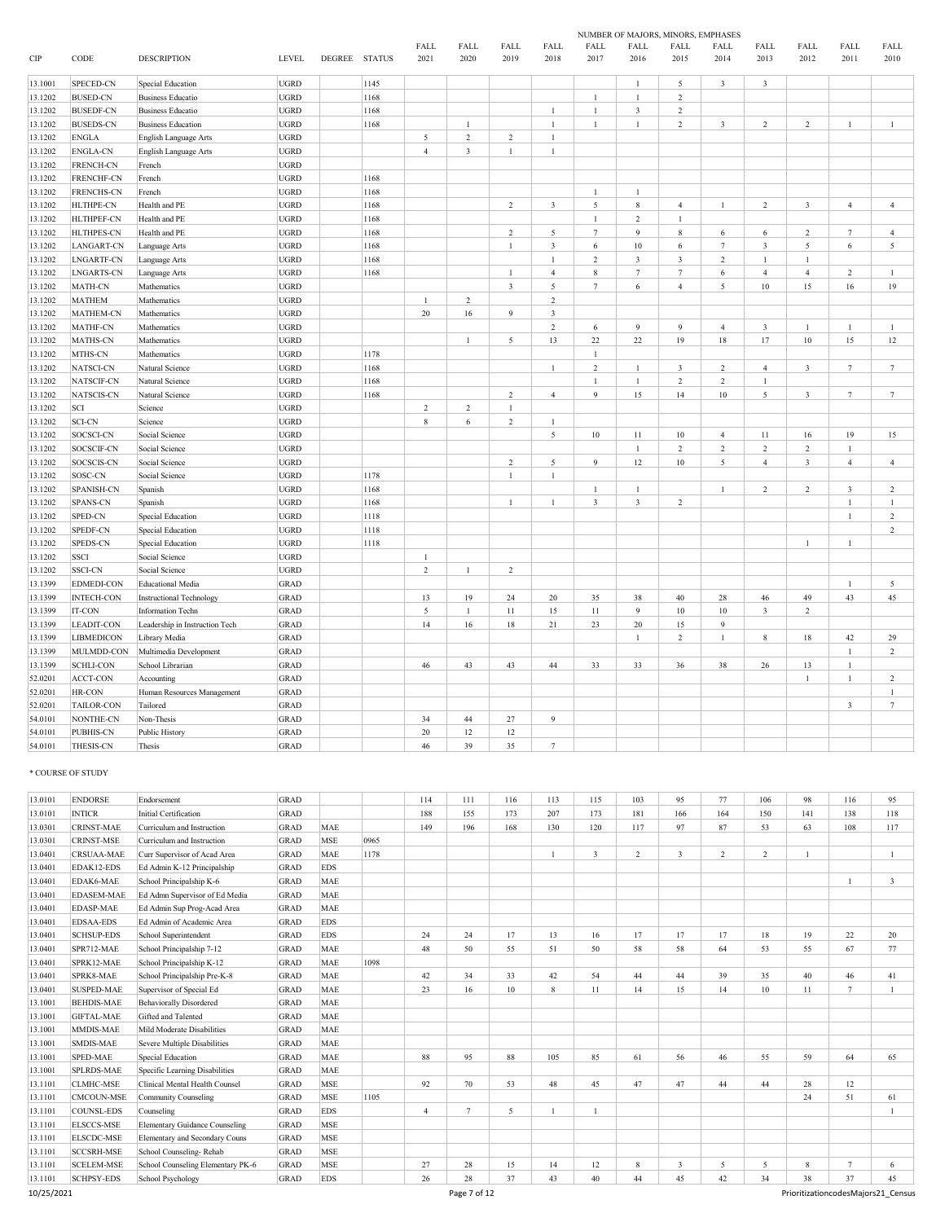| CIP | CODE | DESCRIPTION | LEVEL | DEGREE | STATUS | NUMBER OF MAJORS, MINORS, EMPHASES FALL 2021 | FALL 2020 | FALL 2019 | FALL 2018 | FALL 2017 | FALL 2016 | FALL 2015 | FALL 2014 | FALL 2013 | FALL 2012 | FALL 2011 | FALL 2010 |
|---|---|---|---|---|---|---|---|---|---|---|---|---|---|---|---|---|---|
| 13.1001 | SPECED-CN | Special Education | UGRD | | 1145 | | | | | | 1 | 5 | 3 | 3 | | | |
| 13.1202 | BUSED-CN | Business Educatio | UGRD | | 1168 | | | | | 1 | 1 | 2 | | | | | |
| 13.1202 | BUSEDF-CN | Business Educatio | UGRD | | 1168 | | | | 1 | 1 | 3 | 2 | | | | | |
| 13.1202 | BUSEDS-CN | Business Education | UGRD | | 1168 | | 1 | | 1 | 1 | 1 | 2 | 3 | 2 | 2 | 1 | 1 |
| 13.1202 | ENGLA | English Language Arts | UGRD | | | 5 | 2 | 2 | 1 | | | | | | | | |
| 13.1202 | ENGLA-CN | English Language Arts | UGRD | | | 4 | 3 | 1 | 1 | | | | | | | | |
| 13.1202 | FRENCH-CN | French | UGRD | | | | | | | | | | | | | | |
| 13.1202 | FRENCHF-CN | French | UGRD | | 1168 | | | | | | | | | | | | |
| 13.1202 | FRENCHS-CN | French | UGRD | | 1168 | | | | | 1 | 1 | | | | | | |
| 13.1202 | HLTHPE-CN | Health and PE | UGRD | | 1168 | | | 2 | 3 | 5 | 8 | 4 | 1 | 2 | 3 | 4 | 4 |
| 13.1202 | HLTHPEF-CN | Health and PE | UGRD | | 1168 | | | | | 1 | 2 | 1 | | | | | |
| 13.1202 | HLTHPES-CN | Health and PE | UGRD | | 1168 | | | 2 | 5 | 7 | 9 | 8 | 6 | 6 | 2 | 7 | 4 |
| 13.1202 | LANGART-CN | Language Arts | UGRD | | 1168 | | | 1 | 3 | 6 | 10 | 6 | 7 | 3 | 5 | 6 | 5 |
| 13.1202 | LNGARTF-CN | Language Arts | UGRD | | 1168 | | | | 1 | 2 | 3 | 3 | 2 | 1 | 1 | | |
| 13.1202 | LNGARTS-CN | Language Arts | UGRD | | 1168 | | | 1 | 4 | 8 | 7 | 7 | 6 | 4 | 4 | 2 | 1 |
| 13.1202 | MATH-CN | Mathematics | UGRD | | | | | 3 | 5 | 7 | 6 | 4 | 5 | 10 | 15 | 16 | 19 |
| 13.1202 | MATHEM | Mathematics | UGRD | | | 1 | 2 | | 2 | | | | | | | | |
| 13.1202 | MATHEM-CN | Mathematics | UGRD | | | 20 | 16 | 9 | 3 | | | | | | | | |
| 13.1202 | MATHF-CN | Mathematics | UGRD | | | | | | 2 | 6 | 9 | 9 | 4 | 3 | 1 | 1 | 1 |
| 13.1202 | MATHS-CN | Mathematics | UGRD | | | | 1 | 5 | 13 | 22 | 22 | 19 | 18 | 17 | 10 | 15 | 12 |
| 13.1202 | MTHS-CN | Mathematics | UGRD | | 1178 | | | | | 1 | | | | | | | |
| 13.1202 | NATSCI-CN | Natural Science | UGRD | | 1168 | | | | 1 | 2 | 1 | 3 | 2 | 4 | 3 | 7 | 7 |
| 13.1202 | NATSCIF-CN | Natural Science | UGRD | | 1168 | | | | | 1 | 1 | 2 | 2 | 1 | | | |
| 13.1202 | NATSCIS-CN | Natural Science | UGRD | | 1168 | | | 2 | 4 | 9 | 15 | 14 | 10 | 5 | 3 | 7 | 7 |
| 13.1202 | SCI | Science | UGRD | | | 2 | 2 | 1 | | | | | | | | | |
| 13.1202 | SCI-CN | Science | UGRD | | | 8 | 6 | 2 | 1 | | | | | | | | |
| 13.1202 | SOCSCI-CN | Social Science | UGRD | | | | | | 5 | 10 | 11 | 10 | 4 | 11 | 16 | 19 | 15 |
| 13.1202 | SOCSCIF-CN | Social Science | UGRD | | | | | | | | 1 | 2 | 2 | 2 | 2 | 1 | |
| 13.1202 | SOCSCIS-CN | Social Science | UGRD | | | | | 2 | 5 | 9 | 12 | 10 | 5 | 4 | 3 | 4 | 4 |
| 13.1202 | SOSC-CN | Social Science | UGRD | | 1178 | | | 1 | 1 | | | | | | | | |
| 13.1202 | SPANISH-CN | Spanish | UGRD | | 1168 | | | | | 1 | 1 | | 1 | 2 | 2 | 3 | 2 |
| 13.1202 | SPANS-CN | Spanish | UGRD | | 1168 | | | 1 | 1 | 3 | 3 | 2 | | | | 1 | 1 |
| 13.1202 | SPED-CN | Special Education | UGRD | | 1118 | | | | | | | | | | | 1 | 2 |
| 13.1202 | SPEDF-CN | Special Education | UGRD | | 1118 | | | | | | | | | | | | 2 |
| 13.1202 | SPEDS-CN | Special Education | UGRD | | 1118 | | | | | | | | | | 1 | 1 | |
| 13.1202 | SSCI | Social Science | UGRD | | | 1 | | | | | | | | | | | |
| 13.1202 | SSCI-CN | Social Science | UGRD | | | 2 | 1 | 2 | | | | | | | | | |
| 13.1399 | EDMEDI-CON | Educational Media | GRAD | | | | | | | | | | | | | 1 | 5 |
| 13.1399 | INTECH-CON | Instructional Technology | GRAD | | | 13 | 19 | 24 | 20 | 35 | 38 | 40 | 28 | 46 | 49 | 43 | 45 |
| 13.1399 | IT-CON | Information Techn | GRAD | | | 5 | 1 | 11 | 15 | 11 | 9 | 10 | 10 | 3 | 2 | | |
| 13.1399 | LEADIT-CON | Leadership in Instruction Tech | GRAD | | | 14 | 16 | 18 | 21 | 23 | 20 | 15 | 9 | | | | |
| 13.1399 | LIBMEDICON | Library Media | GRAD | | | | | | | | 1 | 2 | 1 | 8 | 18 | 42 | 29 |
| 13.1399 | MULMDD-CON | Multimedia Development | GRAD | | | | | | | | | | | | | 1 | 2 |
| 13.1399 | SCHLI-CON | School Librarian | GRAD | | | 46 | 43 | 43 | 44 | 33 | 33 | 36 | 38 | 26 | 13 | 1 | |
| 52.0201 | ACCT-CON | Accounting | GRAD | | | | | | | | | | | | 1 | 1 | 2 |
| 52.0201 | HR-CON | Human Resources Management | GRAD | | | | | | | | | | | | | | 1 |
| 52.0201 | TAILOR-CON | Tailored | GRAD | | | | | | | | | | | | | 3 | 7 |
| 54.0101 | NONTHE-CN | Non-Thesis | GRAD | | | 34 | 44 | 27 | 9 | | | | | | | | |
| 54.0101 | PUBHIS-CN | Public History | GRAD | | | 20 | 12 | 12 | | | | | | | | | |
| 54.0101 | THESIS-CN | Thesis | GRAD | | | 46 | 39 | 35 | 7 | | | | | | | | |

\* COURSE OF STUDY

| CIP | CODE | DESCRIPTION | LEVEL | DEGREE | STATUS | FALL 2021 | FALL 2020 | FALL 2019 | FALL 2018 | FALL 2017 | FALL 2016 | FALL 2015 | FALL 2014 | FALL 2013 | FALL 2012 | FALL 2011 | FALL 2010 |
|---|---|---|---|---|---|---|---|---|---|---|---|---|---|---|---|---|---|
| 13.0101 | ENDORSE | Endorsement | GRAD | | | 114 | 111 | 116 | 113 | 115 | 103 | 95 | 77 | 106 | 98 | 116 | 95 |
| 13.0101 | INTICR | Initial Certification | GRAD | | | 188 | 155 | 173 | 207 | 173 | 181 | 166 | 164 | 150 | 141 | 138 | 118 |
| 13.0301 | CRINST-MAE | Curriculum and Instruction | GRAD | MAE | | 149 | 196 | 168 | 130 | 120 | 117 | 97 | 87 | 53 | 63 | 108 | 117 |
| 13.0301 | CRINST-MSE | Curriculum and Instruction | GRAD | MSE | 0965 | | | | | | | | | | | | |
| 13.0401 | CRSUAA-MAE | Curr Supervisor of Acad Area | GRAD | MAE | 1178 | | | | 1 | 3 | 2 | 3 | 2 | 2 | 1 | | 1 |
| 13.0401 | EDAK12-EDS | Ed Admin K-12 Principalship | GRAD | EDS | | | | | | | | | | | | | |
| 13.0401 | EDAK6-MAE | School Principalship K-6 | GRAD | MAE | | | | | | | | | | | | 1 | 3 |
| 13.0401 | EDASEM-MAE | Ed Admn Supervisor of Ed Media | GRAD | MAE | | | | | | | | | | | | | |
| 13.0401 | EDASP-MAE | Ed Admin Sup Prog-Acad Area | GRAD | MAE | | | | | | | | | | | | | |
| 13.0401 | EDSAA-EDS | Ed Admin of Academic Area | GRAD | EDS | | | | | | | | | | | | | |
| 13.0401 | SCHSUP-EDS | School Superintendent | GRAD | EDS | | 24 | 24 | 17 | 13 | 16 | 17 | 17 | 17 | 18 | 19 | 22 | 20 |
| 13.0401 | SPR712-MAE | School Principalship 7-12 | GRAD | MAE | | 48 | 50 | 55 | 51 | 50 | 58 | 58 | 64 | 53 | 55 | 67 | 77 |
| 13.0401 | SPRK12-MAE | School Principalship K-12 | GRAD | MAE | 1098 | | | | | | | | | | | | |
| 13.0401 | SPRK8-MAE | School Principalship Pre-K-8 | GRAD | MAE | | 42 | 34 | 33 | 42 | 54 | 44 | 44 | 39 | 35 | 40 | 46 | 41 |
| 13.0401 | SUSPED-MAE | Supervisor of Special Ed | GRAD | MAE | | 23 | 16 | 10 | 8 | 11 | 14 | 15 | 14 | 10 | 11 | 7 | 1 |
| 13.1001 | BEHDIS-MAE | Behaviorally Disordered | GRAD | MAE | | | | | | | | | | | | | |
| 13.1001 | GIFTAL-MAE | Gifted and Talented | GRAD | MAE | | | | | | | | | | | | | |
| 13.1001 | MMDIS-MAE | Mild Moderate Disabilities | GRAD | MAE | | | | | | | | | | | | | |
| 13.1001 | SMDIS-MAE | Severe Multiple Disabilities | GRAD | MAE | | | | | | | | | | | | | |
| 13.1001 | SPED-MAE | Special Education | GRAD | MAE | | 88 | 95 | 88 | 105 | 85 | 61 | 56 | 46 | 55 | 59 | 64 | 65 |
| 13.1001 | SPLRDS-MAE | Specific Learning Disabilities | GRAD | MAE | | | | | | | | | | | | | |
| 13.1101 | CLMHC-MSE | Clinical Mental Health Counsel | GRAD | MSE | | 92 | 70 | 53 | 48 | 45 | 47 | 47 | 44 | 44 | 28 | 12 | |
| 13.1101 | CMCOUN-MSE | Community Counseling | GRAD | MSE | 1105 | | | | | | | | | | 24 | 51 | 61 |
| 13.1101 | COUNSL-EDS | Counseling | GRAD | EDS | | 4 | 7 | 5 | 1 | 1 | | | | | | | 1 |
| 13.1101 | ELSCCS-MSE | Elementary Guidance Counseling | GRAD | MSE | | | | | | | | | | | | | |
| 13.1101 | ELSCDC-MSE | Elementary and Secondary Couns | GRAD | MSE | | | | | | | | | | | | | |
| 13.1101 | SCCSRH-MSE | School Counseling- Rehab | GRAD | MSE | | | | | | | | | | | | | |
| 13.1101 | SCELEM-MSE | School Counseling Elementary PK-6 | GRAD | MSE | | 27 | 28 | 15 | 14 | 12 | 8 | 3 | 5 | 5 | 8 | 7 | 6 |
| 13.1101 | SCHPSY-EDS | School Psychology | GRAD | EDS | | 26 | 28 | 37 | 43 | 40 | 44 | 45 | 42 | 34 | 38 | 37 | 45 |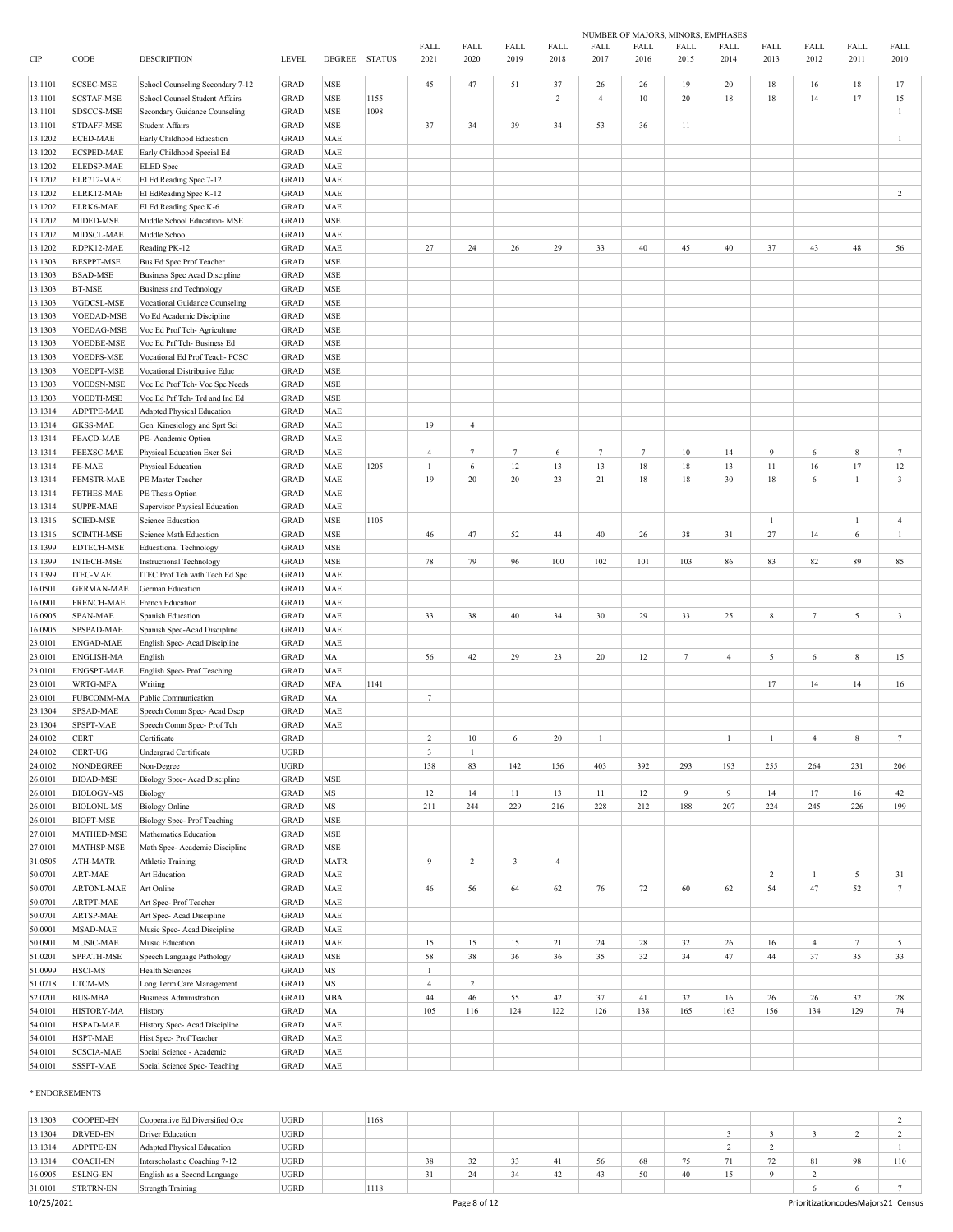| CIP | CODE | DESCRIPTION | LEVEL | DEGREE | STATUS | NUMBER OF MAJORS, MINORS, EMPHASES | | | | | | | | | | | |
|---|---|---|---|---|---|---|---|---|---|---|---|---|---|---|---|---|---|
| | | | | | | FALL 2021 | FALL 2020 | FALL 2019 | FALL 2018 | FALL 2017 | FALL 2016 | FALL 2015 | FALL 2014 | FALL 2013 | FALL 2012 | FALL 2011 | FALL 2010 |
| 13.1101 | SCSEC-MSE | School Counseling Secondary 7-12 | GRAD | MSE | | 45 | 47 | 51 | 37 | 26 | 26 | 19 | 20 | 18 | 16 | 18 | 17 |
| 13.1101 | SCSTAF-MSE | School Counsel Student Affairs | GRAD | MSE | 1155 | | | | 2 | 4 | 10 | 20 | 18 | 18 | 14 | 17 | 15 |
| 13.1101 | SDSCCS-MSE | Secondary Guidance Counseling | GRAD | MSE | 1098 | | | | | | | | | | | | 1 |
| 13.1101 | STDAFF-MSE | Student Affairs | GRAD | MSE | | 37 | 34 | 39 | 34 | 53 | 36 | 11 | | | | | |
| 13.1202 | ECED-MAE | Early Childhood Education | GRAD | MAE | | | | | | | | | | | | | 1 |
| 13.1202 | ECSPED-MAE | Early Childhood Special Ed | GRAD | MAE | | | | | | | | | | | | | |
| 13.1202 | ELEDSP-MAE | ELED Spec | GRAD | MAE | | | | | | | | | | | | | |
| 13.1202 | ELR712-MAE | El Ed Reading Spec 7-12 | GRAD | MAE | | | | | | | | | | | | | |
| 13.1202 | ELRK12-MAE | El EdReading Spec K-12 | GRAD | MAE | | | | | | | | | | | | | 2 |
| 13.1202 | ELRK6-MAE | El Ed Reading Spec K-6 | GRAD | MAE | | | | | | | | | | | | | |
| 13.1202 | MIDED-MSE | Middle School Education- MSE | GRAD | MSE | | | | | | | | | | | | | |
| 13.1202 | MIDSCL-MAE | Middle School | GRAD | MAE | | | | | | | | | | | | | |
| 13.1202 | RDPK12-MAE | Reading PK-12 | GRAD | MAE | | 27 | 24 | 26 | 29 | 33 | 40 | 45 | 40 | 37 | 43 | 48 | 56 |
| 13.1303 | BESPPT-MSE | Bus Ed Spec Prof Teacher | GRAD | MSE | | | | | | | | | | | | | |
| 13.1303 | BSAD-MSE | Business Spec Acad Discipline | GRAD | MSE | | | | | | | | | | | | | |
| 13.1303 | BT-MSE | Business and Technology | GRAD | MSE | | | | | | | | | | | | | |
| 13.1303 | VGDCSL-MSE | Vocational Guidance Counseling | GRAD | MSE | | | | | | | | | | | | | |
| 13.1303 | VOEDAD-MSE | Vo Ed Academic Discipline | GRAD | MSE | | | | | | | | | | | | | |
| 13.1303 | VOEDAG-MSE | Voc Ed Prof Tch- Agriculture | GRAD | MSE | | | | | | | | | | | | | |
| 13.1303 | VOEDBE-MSE | Voc Ed Prf Tch- Business Ed | GRAD | MSE | | | | | | | | | | | | | |
| 13.1303 | VOEDFS-MSE | Vocational Ed Prof Teach- FCSC | GRAD | MSE | | | | | | | | | | | | | |
| 13.1303 | VOEDPT-MSE | Vocational Distributive Educ | GRAD | MSE | | | | | | | | | | | | | |
| 13.1303 | VOEDSN-MSE | Voc Ed Prof Tch- Voc Spc Needs | GRAD | MSE | | | | | | | | | | | | | |
| 13.1303 | VOEDTI-MSE | Voc Ed Prf Tch- Trd and Ind Ed | GRAD | MSE | | | | | | | | | | | | | |
| 13.1314 | ADPTPE-MAE | Adapted Physical Education | GRAD | MAE | | | | | | | | | | | | | |
| 13.1314 | GKSS-MAE | Gen. Kinesiology and Sprt Sci | GRAD | MAE | | 19 | 4 | | | | | | | | | | |
| 13.1314 | PEACD-MAE | PE- Academic Option | GRAD | MAE | | | | | | | | | | | | | |
| 13.1314 | PEEXSC-MAE | Physical Education Exer Sci | GRAD | MAE | | 4 | 7 | 7 | 6 | 7 | 7 | 10 | 14 | 9 | 6 | 8 | 7 |
| 13.1314 | PE-MAE | Physical Education | GRAD | MAE | 1205 | 1 | 6 | 12 | 13 | 13 | 18 | 18 | 13 | 11 | 16 | 17 | 12 |
| 13.1314 | PEMSTR-MAE | PE Master Teacher | GRAD | MAE | | 19 | 20 | 20 | 23 | 21 | 18 | 18 | 30 | 18 | 6 | 1 | 3 |
| 13.1314 | PETHES-MAE | PE Thesis Option | GRAD | MAE | | | | | | | | | | | | | |
| 13.1314 | SUPPE-MAE | Supervisor Physical Education | GRAD | MAE | | | | | | | | | | | | | |
| 13.1316 | SCIED-MSE | Science Education | GRAD | MSE | 1105 | | | | | | | | | 1 | | 1 | 4 |
| 13.1316 | SCIMTH-MSE | Science Math Education | GRAD | MSE | | 46 | 47 | 52 | 44 | 40 | 26 | 38 | 31 | 27 | 14 | 6 | 1 |
| 13.1399 | EDTECH-MSE | Educational Technology | GRAD | MSE | | | | | | | | | | | | | |
| 13.1399 | INTECH-MSE | Instructional Technology | GRAD | MSE | | 78 | 79 | 96 | 100 | 102 | 101 | 103 | 86 | 83 | 82 | 89 | 85 |
| 13.1399 | ITEC-MAE | ITEC Prof Tch with Tech Ed Spc | GRAD | MAE | | | | | | | | | | | | | |
| 16.0501 | GERMAN-MAE | German Education | GRAD | MAE | | | | | | | | | | | | | |
| 16.0901 | FRENCH-MAE | French Education | GRAD | MAE | | | | | | | | | | | | | |
| 16.0905 | SPAN-MAE | Spanish Education | GRAD | MAE | | 33 | 38 | 40 | 34 | 30 | 29 | 33 | 25 | 8 | 7 | 5 | 3 |
| 16.0905 | SPSPAD-MAE | Spanish Spec-Acad Discipline | GRAD | MAE | | | | | | | | | | | | | |
| 23.0101 | ENGAD-MAE | English Spec- Acad Discipline | GRAD | MAE | | | | | | | | | | | | | |
| 23.0101 | ENGLISH-MA | English | GRAD | MA | | 56 | 42 | 29 | 23 | 20 | 12 | 7 | 4 | 5 | 6 | 8 | 15 |
| 23.0101 | ENGSPT-MAE | English Spec- Prof Teaching | GRAD | MAE | | | | | | | | | | | | | |
| 23.0101 | WRTG-MFA | Writing | GRAD | MFA | 1141 | | | | | | | | | 17 | 14 | 14 | 16 |
| 23.0101 | PUBCOMM-MA | Public Communication | GRAD | MA | | 7 | | | | | | | | | | | |
| 23.1304 | SPSAD-MAE | Speech Comm Spec- Acad Dscp | GRAD | MAE | | | | | | | | | | | | | |
| 23.1304 | SPSPT-MAE | Speech Comm Spec- Prof Tch | GRAD | MAE | | | | | | | | | | | | | |
| 24.0102 | CERT | Certificate | GRAD | | | 2 | 10 | 6 | 20 | 1 | | | 1 | 1 | 4 | 8 | 7 |
| 24.0102 | CERT-UG | Undergrad Certificate | UGRD | | | 3 | 1 | | | | | | | | | | |
| 24.0102 | NONDEGREE | Non-Degree | UGRD | | | 138 | 83 | 142 | 156 | 403 | 392 | 293 | 193 | 255 | 264 | 231 | 206 |
| 26.0101 | BIOAD-MSE | Biology Spec- Acad Discipline | GRAD | MSE | | | | | | | | | | | | | |
| 26.0101 | BIOLOGY-MS | Biology | GRAD | MS | | 12 | 14 | 11 | 13 | 11 | 12 | 9 | 9 | 14 | 17 | 16 | 42 |
| 26.0101 | BIOLONL-MS | Biology Online | GRAD | MS | | 211 | 244 | 229 | 216 | 228 | 212 | 188 | 207 | 224 | 245 | 226 | 199 |
| 26.0101 | BIOPT-MSE | Biology Spec- Prof Teaching | GRAD | MSE | | | | | | | | | | | | | |
| 27.0101 | MATHED-MSE | Mathematics Education | GRAD | MSE | | | | | | | | | | | | | |
| 27.0101 | MATHSP-MSE | Math Spec- Academic Discipline | GRAD | MSE | | | | | | | | | | | | | |
| 31.0505 | ATH-MATR | Athletic Training | GRAD | MATR | | 9 | 2 | 3 | 4 | | | | | | | | |
| 50.0701 | ART-MAE | Art Education | GRAD | MAE | | | | | | | | | | 2 | 1 | 5 | 31 |
| 50.0701 | ARTONL-MAE | Art Online | GRAD | MAE | | 46 | 56 | 64 | 62 | 76 | 72 | 60 | 62 | 54 | 47 | 52 | 7 |
| 50.0701 | ARTPT-MAE | Art Spec- Prof Teacher | GRAD | MAE | | | | | | | | | | | | | |
| 50.0701 | ARTSP-MAE | Art Spec- Acad Discipline | GRAD | MAE | | | | | | | | | | | | | |
| 50.0901 | MSAD-MAE | Music Spec- Acad Discipline | GRAD | MAE | | | | | | | | | | | | | |
| 50.0901 | MUSIC-MAE | Music Education | GRAD | MAE | | 15 | 15 | 15 | 21 | 24 | 28 | 32 | 26 | 16 | 4 | 7 | 5 |
| 51.0201 | SPPATH-MSE | Speech Language Pathology | GRAD | MSE | | 58 | 38 | 36 | 36 | 35 | 32 | 34 | 47 | 44 | 37 | 35 | 33 |
| 51.0999 | HSCI-MS | Health Sciences | GRAD | MS | | 1 | | | | | | | | | | | |
| 51.0718 | LTCM-MS | Long Term Care Management | GRAD | MS | | 4 | 2 | | | | | | | | | | |
| 52.0201 | BUS-MBA | Business Administration | GRAD | MBA | | 44 | 46 | 55 | 42 | 37 | 41 | 32 | 16 | 26 | 26 | 32 | 28 |
| 54.0101 | HISTORY-MA | History | GRAD | MA | | 105 | 116 | 124 | 122 | 126 | 138 | 165 | 163 | 156 | 134 | 129 | 74 |
| 54.0101 | HSPAD-MAE | History Spec- Acad Discipline | GRAD | MAE | | | | | | | | | | | | | |
| 54.0101 | HSPT-MAE | Hist Spec- Prof Teacher | GRAD | MAE | | | | | | | | | | | | | |
| 54.0101 | SCSCIA-MAE | Social Science - Academic | GRAD | MAE | | | | | | | | | | | | | |
| 54.0101 | SSSPT-MAE | Social Science Spec- Teaching | GRAD | MAE | | | | | | | | | | | | | |

\* ENDORSEMENTS

| CIP | CODE | DESCRIPTION | LEVEL | DEGREE | STATUS | FALL 2021 | FALL 2020 | FALL 2019 | FALL 2018 | FALL 2017 | FALL 2016 | FALL 2015 | FALL 2014 | FALL 2013 | FALL 2012 | FALL 2011 | FALL 2010 |
|---|---|---|---|---|---|---|---|---|---|---|---|---|---|---|---|---|---|
| 13.1303 | COOPED-EN | Cooperative Ed Diversified Occ | UGRD | | 1168 | | | | | | | | | | | | 2 |
| 13.1304 | DRVED-EN | Driver Education | UGRD | | | | | | | | | | 3 | 3 | 3 | 2 | 2 |
| 13.1314 | ADPTPE-EN | Adapted Physical Education | UGRD | | | | | | | | | | 2 | 2 | | | 1 |
| 13.1314 | COACH-EN | Interscholastic Coaching 7-12 | UGRD | | | 38 | 32 | 33 | 41 | 56 | 68 | 75 | 71 | 72 | 81 | 98 | 110 |
| 16.0905 | ESLNG-EN | English as a Second Language | UGRD | | | 31 | 24 | 34 | 42 | 43 | 50 | 40 | 15 | 9 | 2 | | |
| 31.0101 | STRTRN-EN | Strength Training | UGRD | | 1118 | | | | | | | | | | 6 | 6 | 7 |

10/25/2021 PrioritizationcodesMajors21_Census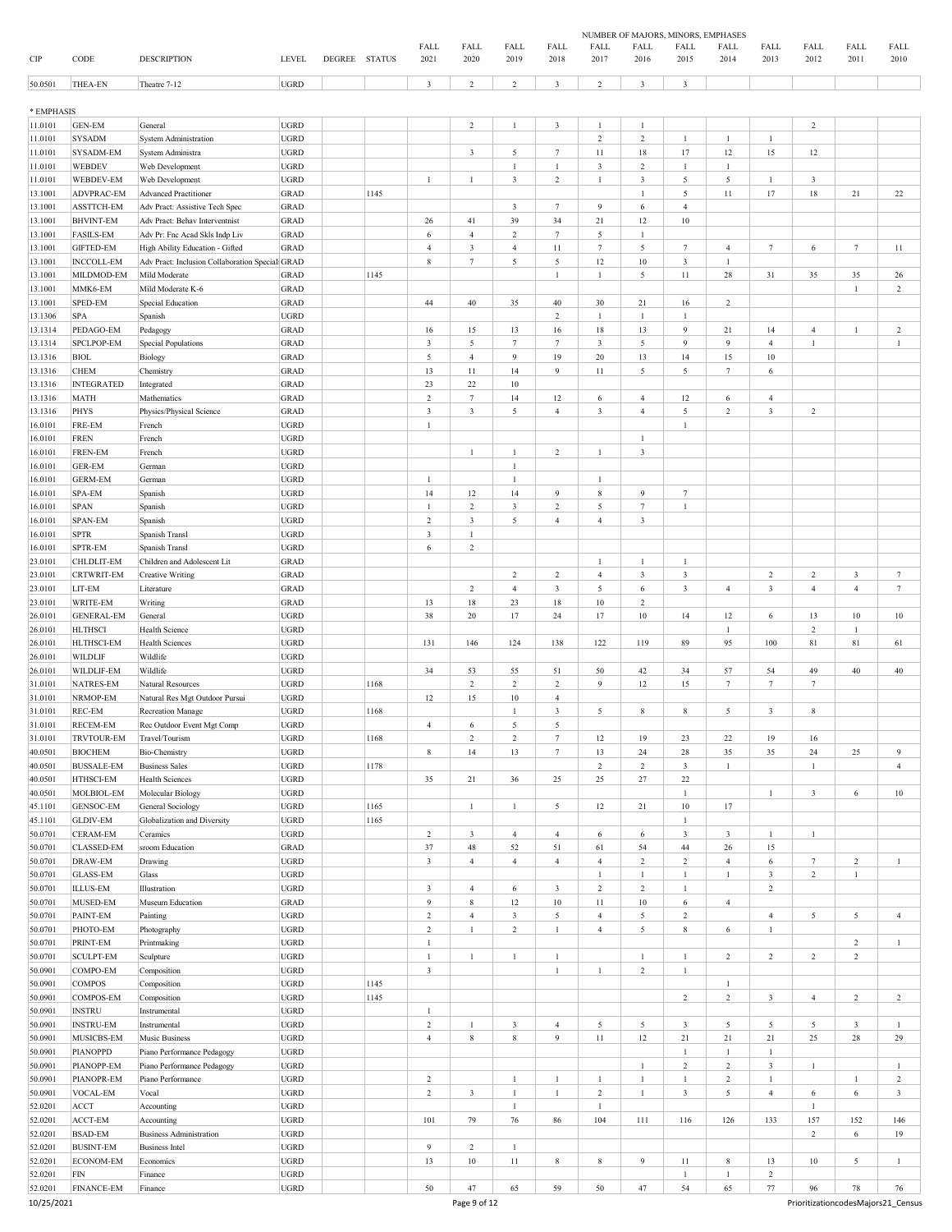| CIP | CODE | DESCRIPTION | LEVEL | DEGREE | STATUS | NUMBER OF MAJORS, MINORS, EMPHASES | | | | | | | | | | | |
|---|---|---|---|---|---|---|---|---|---|---|---|---|---|---|---|---|---|
| | | | | | | FALL 2021 | FALL 2020 | FALL 2019 | FALL 2018 | FALL 2017 | FALL 2016 | FALL 2015 | FALL 2014 | FALL 2013 | FALL 2012 | FALL 2011 | FALL 2010 |
| 50.0501 | THEA-EN | Theatre 7-12 | UGRD | | | 3 | 2 | 2 | 3 | 2 | 3 | 3 | | | | | |

| CIP | CODE | DESCRIPTION | LEVEL | DEGREE | STATUS | FALL 2021 | FALL 2020 | FALL 2019 | FALL 2018 | FALL 2017 | FALL 2016 | FALL 2015 | FALL 2014 | FALL 2013 | FALL 2012 | FALL 2011 | FALL 2010 |
|---|---|---|---|---|---|---|---|---|---|---|---|---|---|---|---|---|---|
| * EMPHASIS | | | | | | | | | | | | | | | | | |
| 11.0101 | GEN-EM | General | UGRD | | | | 2 | 1 | 3 | 1 | 1 | | | | 2 | | |
| 11.0101 | SYSADM | System Administration | UGRD | | | | | | | 2 | 2 | 1 | 1 | 1 | | | |
| 11.0101 | SYSADM-EM | System Administra | UGRD | | | | 3 | 5 | 7 | 11 | 18 | 17 | 12 | 15 | 12 | | |
| 11.0101 | WEBDEV | Web Development | UGRD | | | | | 1 | 1 | 3 | 2 | 1 | 1 | | | | |
| 11.0101 | WEBDEV-EM | Web Development | UGRD | | | 1 | 1 | 3 | 2 | 1 | 3 | 5 | 5 | 1 | 3 | | |
| 13.1001 | ADVPRAC-EM | Advanced Practitioner | GRAD | | 1145 | | | | | | 1 | 5 | 11 | 17 | 18 | 21 | 22 |
| 13.1001 | ASSTTCH-EM | Adv Pract: Assistive Tech Spec | GRAD | | | | | 3 | 7 | 9 | 6 | 4 | | | | | |
| 13.1001 | BHVINT-EM | Adv Pract: Behav Interventnist | GRAD | | | 26 | 41 | 39 | 34 | 21 | 12 | 10 | | | | | |
| 13.1001 | FASILS-EM | Adv Pr: Fnc Acad Skls Indp Liv | GRAD | | | 6 | 4 | 2 | 7 | 5 | 1 | | | | | | |
| 13.1001 | GIFTED-EM | High Ability Education - Gifted | GRAD | | | 4 | 3 | 4 | 11 | 7 | 5 | 7 | 4 | 7 | 6 | 7 | 11 |
| 13.1001 | INCCOLL-EM | Adv Pract: Inclusion Collaboration Special | GRAD | | | 8 | 7 | 5 | 5 | 12 | 10 | 3 | 1 | | | | |
| 13.1001 | MILDMOD-EM | Mild Moderate | GRAD | | 1145 | | | | 1 | 1 | 5 | 11 | 28 | 31 | 35 | 35 | 26 |
| 13.1001 | MMK6-EM | Mild Moderate K-6 | GRAD | | | | | | | | | | | | | 1 | 2 |
| 13.1001 | SPED-EM | Special Education | GRAD | | | 44 | 40 | 35 | 40 | 30 | 21 | 16 | 2 | | | | |
| 13.1306 | SPA | Spanish | UGRD | | | | | | 2 | 1 | 1 | 1 | | | | | |
| 13.1314 | PEDAGO-EM | Pedagogy | GRAD | | | 16 | 15 | 13 | 16 | 18 | 13 | 9 | 21 | 14 | 4 | 1 | 2 |
| 13.1314 | SPCLPOP-EM | Special Populations | GRAD | | | 3 | 5 | 7 | 7 | 3 | 5 | 9 | 9 | 4 | 1 | | 1 |
| 13.1316 | BIOL | Biology | GRAD | | | 5 | 4 | 9 | 19 | 20 | 13 | 14 | 15 | 10 | | | |
| 13.1316 | CHEM | Chemistry | GRAD | | | 13 | 11 | 14 | 9 | 11 | 5 | 5 | 7 | 6 | | | |
| 13.1316 | INTEGRATED | Integrated | GRAD | | | 23 | 22 | 10 | | | | | | | | | |
| 13.1316 | MATH | Mathematics | GRAD | | | 2 | 7 | 14 | 12 | 6 | 4 | 12 | 6 | 4 | | | |
| 13.1316 | PHYS | Physics/Physical Science | GRAD | | | 3 | 3 | 5 | 4 | 3 | 4 | 5 | 2 | 3 | 2 | | |
| 16.0101 | FRE-EM | French | UGRD | | | 1 | | | | | | 1 | | | | | |
| 16.0101 | FREN | French | UGRD | | | | | | | | 1 | | | | | | |
| 16.0101 | FREN-EM | French | UGRD | | | | 1 | 1 | 2 | 1 | 3 | | | | | | |
| 16.0101 | GER-EM | German | UGRD | | | | | 1 | | | | | | | | | |
| 16.0101 | GERM-EM | German | UGRD | | | 1 | | 1 | | 1 | | | | | | | |
| 16.0101 | SPA-EM | Spanish | UGRD | | | 14 | 12 | 14 | 9 | 8 | 9 | 7 | | | | | |
| 16.0101 | SPAN | Spanish | UGRD | | | 1 | 2 | 3 | 2 | 5 | 7 | 1 | | | | | |
| 16.0101 | SPAN-EM | Spanish | UGRD | | | 2 | 3 | 5 | 4 | 4 | 3 | | | | | | |
| 16.0101 | SPTR | Spanish Transl | UGRD | | | 3 | 1 | | | | | | | | | | |
| 16.0101 | SPTR-EM | Spanish Transl | UGRD | | | 6 | 2 | | | | | | | | | | |
| 23.0101 | CHLDLIT-EM | Children and Adolescent Lit | GRAD | | | | | | | 1 | 1 | 1 | | | | | |
| 23.0101 | CRTWRIT-EM | Creative Writing | GRAD | | | | | 2 | 2 | 4 | 3 | 3 | | 2 | 2 | 3 | 7 |
| 23.0101 | LIT-EM | Literature | GRAD | | | | 2 | 4 | 3 | 5 | 6 | 3 | 4 | 3 | 4 | 4 | 7 |
| 23.0101 | WRITE-EM | Writing | GRAD | | | 13 | 18 | 23 | 18 | 10 | 2 | | | | | | |
| 26.0101 | GENERAL-EM | General | UGRD | | | 38 | 20 | 17 | 24 | 17 | 10 | 14 | 12 | 6 | 13 | 10 | 10 |
| 26.0101 | HLTHSCI | Health Science | UGRD | | | | | | | | | | 1 | | 2 | 1 | |
| 26.0101 | HLTHSCI-EM | Health Sciences | UGRD | | | 131 | 146 | 124 | 138 | 122 | 119 | 89 | 95 | 100 | 81 | 81 | 61 |
| 26.0101 | WILDLIF | Wildlife | UGRD | | | | | | | | | | | | | | |
| 26.0101 | WILDLIF-EM | Wildlife | UGRD | | | 34 | 53 | 55 | 51 | 50 | 42 | 34 | 57 | 54 | 49 | 40 | 40 |
| 31.0101 | NATRES-EM | Natural Resources | UGRD | | 1168 | | 2 | 2 | 2 | 9 | 12 | 15 | 7 | 7 | 7 | | |
| 31.0101 | NRMOP-EM | Natural Res Mgt Outdoor Pursui | UGRD | | | 12 | 15 | 10 | 4 | | | | | | | | |
| 31.0101 | REC-EM | Recreation Manage | UGRD | | 1168 | | | 1 | 3 | 5 | 8 | 8 | 5 | 3 | 8 | | |
| 31.0101 | RECEM-EM | Rec Outdoor Event Mgt Comp | UGRD | | | 4 | 6 | 5 | 5 | | | | | | | | |
| 31.0101 | TRVTOUR-EM | Travel/Tourism | UGRD | | 1168 | | 2 | 2 | 7 | 12 | 19 | 23 | 22 | 19 | 16 | | |
| 40.0501 | BIOCHEM | Bio-Chemistry | UGRD | | | 8 | 14 | 13 | 7 | 13 | 24 | 28 | 35 | 35 | 24 | 25 | 9 |
| 40.0501 | BUSSALE-EM | Business Sales | UGRD | | 1178 | | | | | 2 | 2 | 3 | 1 | | 1 | | 4 |
| 40.0501 | HTHSCI-EM | Health Sciences | UGRD | | | 35 | 21 | 36 | 25 | 25 | 27 | 22 | | | | | |
| 40.0501 | MOLBIOL-EM | Molecular Biology | UGRD | | | | | | | | | 1 | | 1 | 3 | 6 | 10 |
| 45.1101 | GENSOC-EM | General Sociology | UGRD | | 1165 | | 1 | 1 | 5 | 12 | 21 | 10 | 17 | | | | |
| 45.1101 | GLDIV-EM | Globalization and Diversity | UGRD | | 1165 | | | | | | | 1 | | | | | |
| 50.0701 | CERAM-EM | Ceramics | UGRD | | | 2 | 3 | 4 | 4 | 6 | 6 | 3 | 3 | 1 | 1 | | |
| 50.0701 | CLASSED-EM | sroom Education | GRAD | | | 37 | 48 | 52 | 51 | 61 | 54 | 44 | 26 | 15 | | | |
| 50.0701 | DRAW-EM | Drawing | UGRD | | | 3 | 4 | 4 | 4 | 4 | 2 | 2 | 4 | 6 | 7 | 2 | 1 |
| 50.0701 | GLASS-EM | Glass | UGRD | | | | | | | 1 | 1 | 1 | 1 | 3 | 2 | 1 | |
| 50.0701 | ILLUS-EM | Illustration | UGRD | | | 3 | 4 | 6 | 3 | 2 | 2 | 1 | | 2 | | | |
| 50.0701 | MUSED-EM | Museum Education | GRAD | | | 9 | 8 | 12 | 10 | 11 | 10 | 6 | 4 | | | | |
| 50.0701 | PAINT-EM | Painting | UGRD | | | 2 | 4 | 3 | 5 | 4 | 5 | 2 | | 4 | 5 | 5 | 4 |
| 50.0701 | PHOTO-EM | Photography | UGRD | | | 2 | 1 | 2 | 1 | 4 | 5 | 8 | 6 | 1 | | | |
| 50.0701 | PRINT-EM | Printmaking | UGRD | | | 1 | | | | | | | | | | 2 | 1 |
| 50.0701 | SCULPT-EM | Sculpture | UGRD | | | 1 | 1 | 1 | 1 | | 1 | 1 | 2 | 2 | 2 | 2 | |
| 50.0901 | COMPO-EM | Composition | UGRD | | | 3 | | | 1 | 1 | 2 | 1 | | | | | |
| 50.0901 | COMPOS | Composition | UGRD | | 1145 | | | | | | | | 1 | | | | |
| 50.0901 | COMPOS-EM | Composition | UGRD | | 1145 | | | | | | | 2 | 2 | 3 | 4 | 2 | 2 |
| 50.0901 | INSTRU | Instrumental | UGRD | | | 1 | | | | | | | | | | | |
| 50.0901 | INSTRU-EM | Instrumental | UGRD | | | 2 | 1 | 3 | 4 | 5 | 5 | 3 | 5 | 5 | 5 | 3 | 1 |
| 50.0901 | MUSICBS-EM | Music Business | UGRD | | | 4 | 8 | 8 | 9 | 11 | 12 | 21 | 21 | 21 | 25 | 28 | 29 |
| 50.0901 | PIANOPPD | Piano Performance Pedagogy | UGRD | | | | | | | | | 1 | 1 | 1 | | | |
| 50.0901 | PIANOPP-EM | Piano Performance Pedagogy | UGRD | | | | | | | | 1 | 2 | 2 | 3 | 1 | | 1 |
| 50.0901 | PIANOPR-EM | Piano Performance | UGRD | | | 2 | | 1 | 1 | 1 | 1 | 1 | 2 | 1 | | 1 | 2 |
| 50.0901 | VOCAL-EM | Vocal | UGRD | | | 2 | 3 | 1 | 1 | 2 | 1 | 3 | 5 | 4 | 6 | 6 | 3 |
| 52.0201 | ACCT | Accounting | UGRD | | | | | 1 | | 1 | | | | | 1 | | |
| 52.0201 | ACCT-EM | Accounting | UGRD | | | 101 | 79 | 76 | 86 | 104 | 111 | 116 | 126 | 133 | 157 | 152 | 146 |
| 52.0201 | BSAD-EM | Business Administration | UGRD | | | | | | | | | | | | 2 | 6 | 19 |
| 52.0201 | BUSINT-EM | Business Intel | UGRD | | | 9 | 2 | 1 | | | | | | | | | |
| 52.0201 | ECONOM-EM | Economics | UGRD | | | 13 | 10 | 11 | 8 | 8 | 9 | 11 | 8 | 13 | 10 | 5 | 1 |
| 52.0201 | FIN | Finance | UGRD | | | | | | | | | 1 | 1 | 2 | | | |
| 52.0201 | FINANCE-EM | Finance | UGRD | | | 50 | 47 | 65 | 59 | 50 | 47 | 54 | 65 | 77 | 96 | 78 | 76 |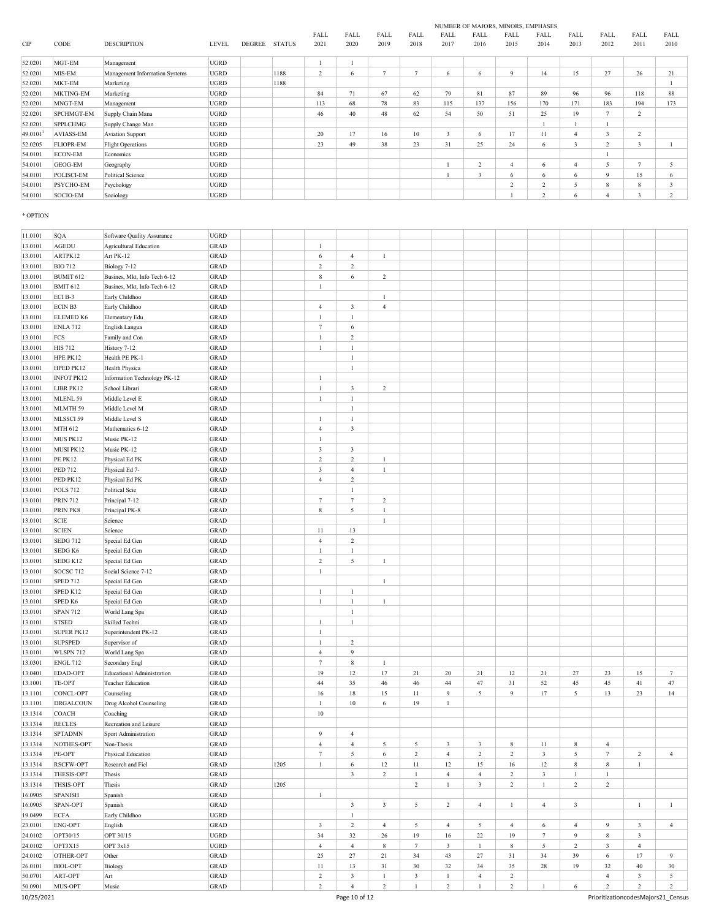| CIP | CODE | DESCRIPTION | LEVEL | DEGREE | STATUS | FALL 2021 | FALL 2020 | FALL 2019 | FALL 2018 | FALL 2017 | FALL 2016 | FALL 2015 | FALL 2014 | FALL 2013 | FALL 2012 | FALL 2011 | FALL 2010 |
|---|---|---|---|---|---|---|---|---|---|---|---|---|---|---|---|---|---|
| | | | | | | NUMBER OF MAJORS, MINORS, EMPHASES | | | | | | | | | | | |
| 52.0201 | MGT-EM | Management | UGRD | | | 1 | 1 | | | | | | | | | | |
| 52.0201 | MIS-EM | Management Information Systems | UGRD | | 1188 | 2 | 6 | 7 | 7 | 6 | 6 | 9 | 14 | 15 | 27 | 26 | 21 |
| 52.0201 | MKT-EM | Marketing | UGRD | | 1188 | | | | | | | | | | | | 1 |
| 52.0201 | MKTING-EM | Marketing | UGRD | | | 84 | 71 | 67 | 62 | 79 | 81 | 87 | 89 | 96 | 96 | 118 | 88 |
| 52.0201 | MNGT-EM | Management | UGRD | | | 113 | 68 | 78 | 83 | 115 | 137 | 156 | 170 | 171 | 183 | 194 | 173 |
| 52.0201 | SPCHMGT-EM | Supply Chain Mana | UGRD | | | 46 | 40 | 48 | 62 | 54 | 50 | 51 | 25 | 19 | 7 | 2 | |
| 52.0201 | SPPLCHMG | Supply Change Man | UGRD | | | | | | | | | | 1 | 1 | 1 | | |
| 49.0101[1] | AVIASS-EM | Aviation Support | UGRD | | | 20 | 17 | 16 | 10 | 3 | 6 | 17 | 11 | 4 | 3 | 2 | |
| 52.0205 | FLIOPR-EM | Flight Operations | UGRD | | | 23 | 49 | 38 | 23 | 31 | 25 | 24 | 6 | 3 | 2 | 3 | 1 |
| 54.0101 | ECON-EM | Economics | UGRD | | | | | | | | | | | | 1 | | |
| 54.0101 | GEOG-EM | Geography | UGRD | | | | | | | 1 | 2 | 4 | 6 | 4 | 5 | 7 | 5 |
| 54.0101 | POLISCI-EM | Political Science | UGRD | | | | | | | 1 | 3 | 6 | 6 | 6 | 9 | 15 | 6 |
| 54.0101 | PSYCHO-EM | Psychology | UGRD | | | | | | | | | 2 | 2 | 5 | 8 | 8 | 3 |
| 54.0101 | SOCIO-EM | Sociology | UGRD | | | | | | | | | 1 | 2 | 6 | 4 | 3 | 2 |

\* OPTION

| CIP | CODE | DESCRIPTION | LEVEL | DEGREE | STATUS | FALL 2021 | FALL 2020 | FALL 2019 | FALL 2018 | FALL 2017 | FALL 2016 | FALL 2015 | FALL 2014 | FALL 2013 | FALL 2012 | FALL 2011 | FALL 2010 |
|---|---|---|---|---|---|---|---|---|---|---|---|---|---|---|---|---|---|
| 11.0101 | SQA | Software Quality Assurance | UGRD | | | | | | | | | | | | | | |
| 13.0101 | AGEDU | Agricultural Education | GRAD | | | 1 | | | | | | | | | | | |
| 13.0101 | ARTPK12 | Art PK-12 | GRAD | | | 6 | 4 | 1 | | | | | | | | | |
| 13.0101 | BIO 712 | Biology 7-12 | GRAD | | | 2 | 2 | | | | | | | | | | |
| 13.0101 | BUMIT 612 | Busines, Mkt, Info Tech 6-12 | GRAD | | | 8 | 6 | 2 | | | | | | | | | |
| 13.0101 | BMIT 612 | Busines, Mkt, Info Tech 6-12 | GRAD | | | 1 | | | | | | | | | | | |
| 13.0101 | ECI B-3 | Early Childhoo | GRAD | | | | | 1 | | | | | | | | | |
| 13.0101 | ECIN B3 | Early Childhoo | GRAD | | | 4 | 3 | 4 | | | | | | | | | |
| 13.0101 | ELEMED K6 | Elementary Edu | GRAD | | | 1 | 1 | | | | | | | | | | |
| 13.0101 | ENLA 712 | English Langua | GRAD | | | 7 | 6 | | | | | | | | | | |
| 13.0101 | FCS | Family and Con | GRAD | | | 1 | 2 | | | | | | | | | | |
| 13.0101 | HIS 712 | History 7-12 | GRAD | | | 1 | 1 | | | | | | | | | | |
| 13.0101 | HPE PK12 | Health PE PK-1 | GRAD | | | | 1 | | | | | | | | | | |
| 13.0101 | HPED PK12 | Health Physica | GRAD | | | | 1 | | | | | | | | | | |
| 13.0101 | INFOT PK12 | Information Technology PK-12 | GRAD | | | 1 | | | | | | | | | | | |
| 13.0101 | LIBR PK12 | School Librari | GRAD | | | 1 | 3 | 2 | | | | | | | | | |
| 13.0101 | MLENL 59 | Middle Level E | GRAD | | | 1 | 1 | | | | | | | | | | |
| 13.0101 | MLMTH 59 | Middle Level M | GRAD | | | | 1 | | | | | | | | | | |
| 13.0101 | MLSSCI 59 | Middle Level S | GRAD | | | 1 | 1 | | | | | | | | | | |
| 13.0101 | MTH 612 | Mathematics 6-12 | GRAD | | | 4 | 3 | | | | | | | | | | |
| 13.0101 | MUS PK12 | Music PK-12 | GRAD | | | 1 | | | | | | | | | | | |
| 13.0101 | MUSI PK12 | Music PK-12 | GRAD | | | 3 | 3 | | | | | | | | | | |
| 13.0101 | PE PK12 | Physical Ed PK | GRAD | | | 2 | 2 | 1 | | | | | | | | | |
| 13.0101 | PED 712 | Physical Ed 7- | GRAD | | | 3 | 4 | 1 | | | | | | | | | |
| 13.0101 | PED PK12 | Physical Ed PK | GRAD | | | 4 | 2 | | | | | | | | | | |
| 13.0101 | POLS 712 | Political Scie | GRAD | | | | 1 | | | | | | | | | | |
| 13.0101 | PRIN 712 | Principal 7-12 | GRAD | | | 7 | 7 | 2 | | | | | | | | | |
| 13.0101 | PRIN PK8 | Principal PK-8 | GRAD | | | 8 | 5 | 1 | | | | | | | | | |
| 13.0101 | SCIE | Science | GRAD | | | | | 1 | | | | | | | | | |
| 13.0101 | SCIEN | Science | GRAD | | | 11 | 13 | | | | | | | | | | |
| 13.0101 | SEDG 712 | Special Ed Gen | GRAD | | | 4 | 2 | | | | | | | | | | |
| 13.0101 | SEDG K6 | Special Ed Gen | GRAD | | | 1 | 1 | | | | | | | | | | |
| 13.0101 | SEDG K12 | Special Ed Gen | GRAD | | | 2 | 5 | 1 | | | | | | | | | |
| 13.0101 | SOCSC 712 | Social Science 7-12 | GRAD | | | 1 | | | | | | | | | | | |
| 13.0101 | SPED 712 | Special Ed Gen | GRAD | | | | | 1 | | | | | | | | | |
| 13.0101 | SPED K12 | Special Ed Gen | GRAD | | | 1 | 1 | | | | | | | | | | |
| 13.0101 | SPED K6 | Special Ed Gen | GRAD | | | 1 | 1 | 1 | | | | | | | | | |
| 13.0101 | SPAN 712 | World Lang Spa | GRAD | | | | 1 | | | | | | | | | | |
| 13.0101 | STSED | Skilled Techni | GRAD | | | 1 | 1 | | | | | | | | | | |
| 13.0101 | SUPER PK12 | Superintendent PK-12 | GRAD | | | 1 | | | | | | | | | | | |
| 13.0101 | SUPSPED | Supervisor of | GRAD | | | 1 | 2 | | | | | | | | | | |
| 13.0101 | WLSPN 712 | World Lang Spa | GRAD | | | 4 | 9 | | | | | | | | | | |
| 13.0301 | ENGL 712 | Secondary Engl | GRAD | | | 7 | 8 | 1 | | | | | | | | | |
| 13.0401 | EDAD-OPT | Educational Administration | GRAD | | | 19 | 12 | 17 | 21 | 20 | 21 | 12 | 21 | 27 | 23 | 15 | 7 |
| 13.1001 | TE-OPT | Teacher Education | GRAD | | | 44 | 35 | 46 | 46 | 44 | 47 | 31 | 52 | 45 | 45 | 41 | 47 |
| 13.1101 | CONCL-OPT | Counseling | GRAD | | | 16 | 18 | 15 | 11 | 9 | 5 | 9 | 17 | 5 | 13 | 23 | 14 |
| 13.1101 | DRGALCOUN | Drug Alcohol Counseling | GRAD | | | 1 | 10 | 6 | 19 | 1 | | | | | | | |
| 13.1314 | COACH | Coaching | GRAD | | | 10 | | | | | | | | | | | |
| 13.1314 | RECLES | Recreation and Leisure | GRAD | | | | | | | | | | | | | | |
| 13.1314 | SPTADMN | Sport Administration | GRAD | | | 9 | 4 | | | | | | | | | | |
| 13.1314 | NOTHES-OPT | Non-Thesis | GRAD | | | 4 | 4 | 5 | 5 | 3 | 3 | 8 | 11 | 8 | 4 | | |
| 13.1314 | PE-OPT | Physical Education | GRAD | | | 7 | 5 | 6 | 2 | 4 | 2 | 2 | 3 | 5 | 7 | 2 | 4 |
| 13.1314 | RSCFW-OPT | Research and Fiel | GRAD | | 1205 | 1 | 6 | 12 | 11 | 12 | 15 | 16 | 12 | 8 | 8 | 1 | |
| 13.1314 | THESIS-OPT | Thesis | GRAD | | | | 3 | 2 | 1 | 4 | 4 | 2 | 3 | 1 | 1 | | |
| 13.1314 | THSIS-OPT | Thesis | GRAD | | 1205 | | | | 2 | 1 | 3 | 2 | 1 | 2 | 2 | | |
| 16.0905 | SPANISH | Spanish | GRAD | | | 1 | | | | | | | | | | | |
| 16.0905 | SPAN-OPT | Spanish | GRAD | | | | 3 | 3 | 5 | 2 | 4 | 1 | 4 | 3 | | 1 | 1 |
| 19.0499 | ECFA | Early Childhoo | UGRD | | | | 1 | | | | | | | | | | |
| 23.0101 | ENG-OPT | English | GRAD | | | 3 | 2 | 4 | 5 | 4 | 5 | 4 | 6 | 4 | 9 | 3 | 4 |
| 24.0102 | OPT30/15 | OPT 30/15 | UGRD | | | 34 | 32 | 26 | 19 | 16 | 22 | 19 | 7 | 9 | 8 | 3 | |
| 24.0102 | OPT3X15 | OPT 3x15 | UGRD | | | 4 | 4 | 8 | 7 | 3 | 1 | 8 | 5 | 2 | 3 | 4 | |
| 24.0102 | OTHER-OPT | Other | GRAD | | | 25 | 27 | 21 | 34 | 43 | 27 | 31 | 34 | 39 | 6 | 17 | 9 |
| 26.0101 | BIOL-OPT | Biology | GRAD | | | 11 | 13 | 31 | 30 | 32 | 34 | 35 | 28 | 19 | 32 | 40 | 30 |
| 50.0701 | ART-OPT | Art | GRAD | | | 2 | 3 | 1 | 3 | 1 | 4 | 2 | | | 4 | 3 | 5 |
| 50.0901 | MUS-OPT | Music | GRAD | | | 2 | 4 | 2 | 1 | 2 | 1 | 2 | 1 | 6 | 2 | 2 | 2 |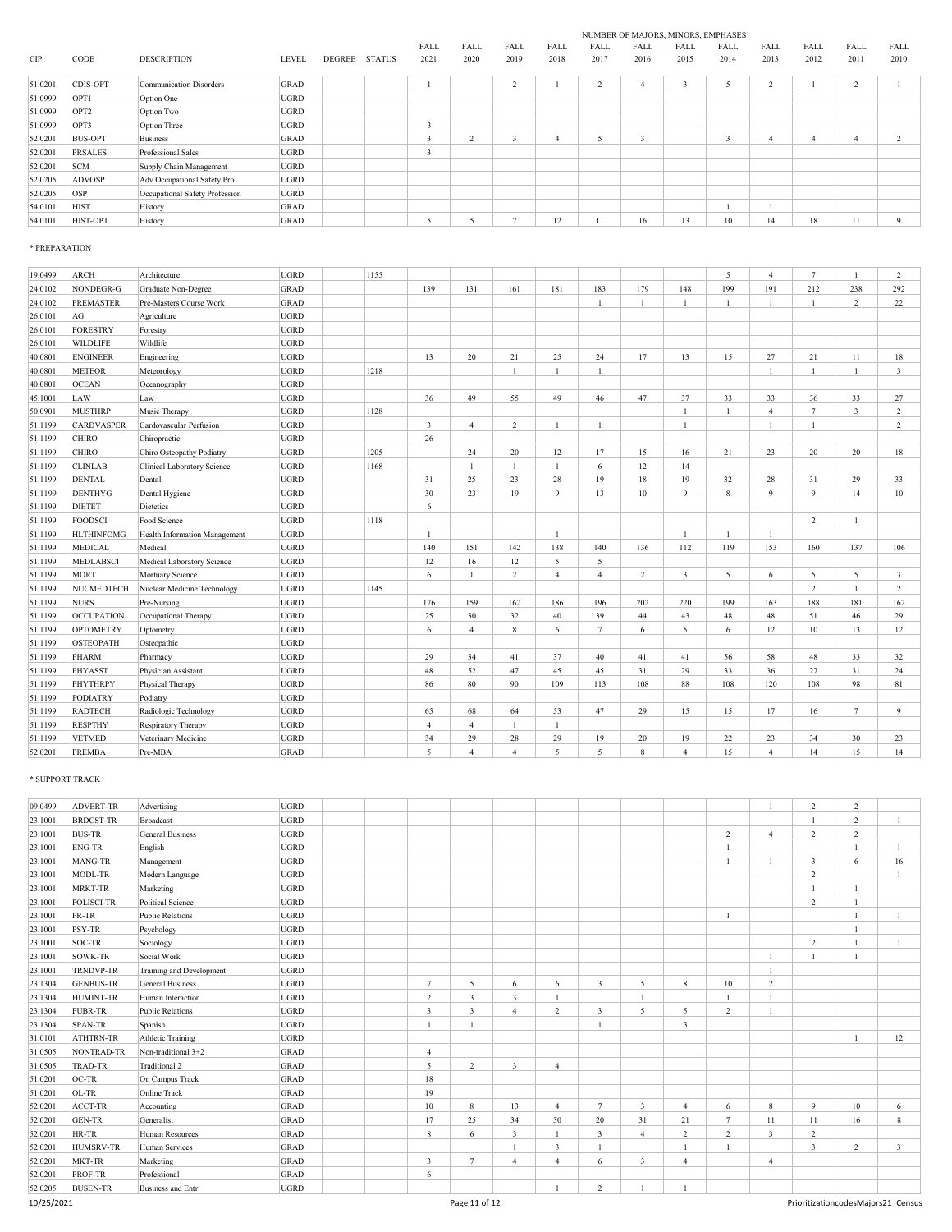| CIP | CODE | DESCRIPTION | LEVEL | DEGREE | STATUS | FALL 2021 | FALL 2020 | FALL 2019 | FALL 2018 | FALL 2017 | FALL 2016 | FALL 2015 | FALL 2014 | FALL 2013 | FALL 2012 | FALL 2011 | FALL 2010 |
|---|---|---|---|---|---|---|---|---|---|---|---|---|---|---|---|---|---|
| | | | | | | NUMBER OF MAJORS, MINORS, EMPHASES | | | | | | | | | | | |
| 51.0201 | CDIS-OPT | Communication Disorders | GRAD | | | 1 | | 2 | 1 | 2 | 4 | 3 | 5 | 2 | 1 | 2 | 1 |
| 51.0999 | OPT1 | Option One | UGRD | | | | | | | | | | | | | | |
| 51.0999 | OPT2 | Option Two | UGRD | | | | | | | | | | | | | | |
| 51.0999 | OPT3 | Option Three | UGRD | | | 3 | | | | | | | | | | | |
| 52.0201 | BUS-OPT | Business | GRAD | | | 3 | 2 | 3 | 4 | 5 | 3 | | 3 | 4 | 4 | 4 | 2 |
| 52.0201 | PRSALES | Professional Sales | UGRD | | | 3 | | | | | | | | | | | |
| 52.0201 | SCM | Supply Chain Management | UGRD | | | | | | | | | | | | | | |
| 52.0205 | ADVOSP | Adv Occupational Safety Pro | UGRD | | | | | | | | | | | | | | |
| 52.0205 | OSP | Occupational Safety Profession | UGRD | | | | | | | | | | | | | | |
| 54.0101 | HIST | History | GRAD | | | | | | | | | | 1 | 1 | | | |
| 54.0101 | HIST-OPT | History | GRAD | | | 5 | 5 | 7 | 12 | 11 | 16 | 13 | 10 | 14 | 18 | 11 | 9 |

* PREPARATION

| CIP | CODE | DESCRIPTION | LEVEL | DEGREE | STATUS | FALL 2021 | FALL 2020 | FALL 2019 | FALL 2018 | FALL 2017 | FALL 2016 | FALL 2015 | FALL 2014 | FALL 2013 | FALL 2012 | FALL 2011 | FALL 2010 |
|---|---|---|---|---|---|---|---|---|---|---|---|---|---|---|---|---|---|
| 19.0499 | ARCH | Architecture | UGRD | | 1155 | | | | | | | | 5 | 4 | 7 | 1 | 2 |
| 24.0102 | NONDEGR-G | Graduate Non-Degree | GRAD | | | 139 | 131 | 161 | 181 | 183 | 179 | 148 | 199 | 191 | 212 | 238 | 292 |
| 24.0102 | PREMASTER | Pre-Masters Course Work | GRAD | | | | | | | 1 | 1 | 1 | 1 | 1 | 1 | 2 | 22 |
| 26.0101 | AG | Agriculture | UGRD | | | | | | | | | | | | | | |
| 26.0101 | FORESTRY | Forestry | UGRD | | | | | | | | | | | | | | |
| 26.0101 | WILDLIFE | Wildlife | UGRD | | | | | | | | | | | | | | |
| 40.0801 | ENGINEER | Engineering | UGRD | | | 13 | 20 | 21 | 25 | 24 | 17 | 13 | 15 | 27 | 21 | 11 | 18 |
| 40.0801 | METEOR | Meteorology | UGRD | | 1218 | | | 1 | 1 | 1 | | | | 1 | 1 | 1 | 3 |
| 40.0801 | OCEAN | Oceanography | UGRD | | | | | | | | | | | | | | |
| 45.1001 | LAW | Law | UGRD | | | 36 | 49 | 55 | 49 | 46 | 47 | 37 | 33 | 33 | 36 | 33 | 27 |
| 50.0901 | MUSTHRP | Music Therapy | UGRD | | 1128 | | | | | | | 1 | 1 | 4 | 7 | 3 | 2 |
| 51.1199 | CARDVASPER | Cardovascular Perfusion | UGRD | | | 3 | 4 | 2 | 1 | 1 | | 1 | | 1 | 1 | | 2 |
| 51.1199 | CHIRO | Chiropractic | UGRD | | | 26 | | | | | | | | | | | |
| 51.1199 | CHIRO | Chiro Osteopathy Podiatry | UGRD | | 1205 | | 24 | 20 | 12 | 17 | 15 | 16 | 21 | 23 | 20 | 20 | 18 |
| 51.1199 | CLINLAB | Clinical Laboratory Science | UGRD | | 1168 | | 1 | 1 | 1 | 6 | 12 | 14 | | | | | |
| 51.1199 | DENTAL | Dental | UGRD | | | 31 | 25 | 23 | 28 | 19 | 18 | 19 | 32 | 28 | 31 | 29 | 33 |
| 51.1199 | DENTHYG | Dental Hygiene | UGRD | | | 30 | 23 | 19 | 9 | 13 | 10 | 9 | 8 | 9 | 9 | 14 | 10 |
| 51.1199 | DIETET | Dietetics | UGRD | | | 6 | | | | | | | | | | | |
| 51.1199 | FOODSCI | Food Science | UGRD | | 1118 | | | | | | | | | | 2 | 1 | |
| 51.1199 | HLTHINFOMG | Health Information Management | UGRD | | | 1 | | | 1 | | | 1 | 1 | 1 | | | |
| 51.1199 | MEDICAL | Medical | UGRD | | | 140 | 151 | 142 | 138 | 140 | 136 | 112 | 119 | 153 | 160 | 137 | 106 |
| 51.1199 | MEDLABSCI | Medical Laboratory Science | UGRD | | | 12 | 16 | 12 | 5 | 5 | | | | | | | |
| 51.1199 | MORT | Mortuary Science | UGRD | | | 6 | 1 | 2 | 4 | 4 | 2 | 3 | 5 | 6 | 5 | 5 | 3 |
| 51.1199 | NUCMEDTECH | Nuclear Medicine Technology | UGRD | | 1145 | | | | | | | | | | 2 | 1 | 2 |
| 51.1199 | NURS | Pre-Nursing | UGRD | | | 176 | 159 | 162 | 186 | 196 | 202 | 220 | 199 | 163 | 188 | 181 | 162 |
| 51.1199 | OCCUPATION | Occupational Therapy | UGRD | | | 25 | 30 | 32 | 40 | 39 | 44 | 43 | 48 | 48 | 51 | 46 | 29 |
| 51.1199 | OPTOMETRY | Optometry | UGRD | | | 6 | 4 | 8 | 6 | 7 | 6 | 5 | 6 | 12 | 10 | 13 | 12 |
| 51.1199 | OSTEOPATH | Osteopathic | UGRD | | | | | | | | | | | | | | |
| 51.1199 | PHARM | Pharmacy | UGRD | | | 29 | 34 | 41 | 37 | 40 | 41 | 41 | 56 | 58 | 48 | 33 | 32 |
| 51.1199 | PHYASST | Physician Assistant | UGRD | | | 48 | 52 | 47 | 45 | 45 | 31 | 29 | 33 | 36 | 27 | 31 | 24 |
| 51.1199 | PHYTHRPY | Physical Therapy | UGRD | | | 86 | 80 | 90 | 109 | 113 | 108 | 88 | 108 | 120 | 108 | 98 | 81 |
| 51.1199 | PODIATRY | Podiatry | UGRD | | | | | | | | | | | | | | |
| 51.1199 | RADTECH | Radiologic Technology | UGRD | | | 65 | 68 | 64 | 53 | 47 | 29 | 15 | 15 | 17 | 16 | 7 | 9 |
| 51.1199 | RESPTHY | Respiratory Therapy | UGRD | | | 4 | 4 | 1 | 1 | | | | | | | | |
| 51.1199 | VETMED | Veterinary Medicine | UGRD | | | 34 | 29 | 28 | 29 | 19 | 20 | 19 | 22 | 23 | 34 | 30 | 23 |
| 52.0201 | PREMBA | Pre-MBA | GRAD | | | 5 | 4 | 4 | 5 | 5 | 8 | 4 | 15 | 4 | 14 | 15 | 14 |

* SUPPORT TRACK

| CIP | CODE | DESCRIPTION | LEVEL | DEGREE | STATUS | FALL 2021 | FALL 2020 | FALL 2019 | FALL 2018 | FALL 2017 | FALL 2016 | FALL 2015 | FALL 2014 | FALL 2013 | FALL 2012 | FALL 2011 | FALL 2010 |
|---|---|---|---|---|---|---|---|---|---|---|---|---|---|---|---|---|---|
| 09.0499 | ADVERT-TR | Advertising | UGRD | | | | | | | | | | | 1 | 2 | 2 | |
| 23.1001 | BRDCST-TR | Broadcast | UGRD | | | | | | | | | | | | 1 | 2 | 1 |
| 23.1001 | BUS-TR | General Business | UGRD | | | | | | | | | | 2 | 4 | 2 | 2 | |
| 23.1001 | ENG-TR | English | UGRD | | | | | | | | | | 1 | | | 1 | 1 |
| 23.1001 | MANG-TR | Management | UGRD | | | | | | | | | | 1 | 1 | 3 | 6 | 16 |
| 23.1001 | MODL-TR | Modern Language | UGRD | | | | | | | | | | | | 2 | | 1 |
| 23.1001 | MRKT-TR | Marketing | UGRD | | | | | | | | | | | | 1 | 1 | |
| 23.1001 | POLISCI-TR | Political Science | UGRD | | | | | | | | | | | | 2 | 1 | |
| 23.1001 | PR-TR | Public Relations | UGRD | | | | | | | | | | 1 | | | 1 | 1 |
| 23.1001 | PSY-TR | Psychology | UGRD | | | | | | | | | | | | | 1 | |
| 23.1001 | SOC-TR | Sociology | UGRD | | | | | | | | | | | | 2 | 1 | 1 |
| 23.1001 | SOWK-TR | Social Work | UGRD | | | | | | | | | | | 1 | 1 | 1 | |
| 23.1001 | TRNDVP-TR | Training and Development | UGRD | | | | | | | | | | | 1 | | | |
| 23.1304 | GENBUS-TR | General Business | UGRD | | | 7 | 5 | 6 | 6 | 3 | 5 | 8 | 10 | 2 | | | |
| 23.1304 | HUMINT-TR | Human Interaction | UGRD | | | 2 | 3 | 3 | 1 | | 1 | | 1 | 1 | | | |
| 23.1304 | PUBR-TR | Public Relations | UGRD | | | 3 | 3 | 4 | 2 | 3 | 5 | 5 | 2 | 1 | | | |
| 23.1304 | SPAN-TR | Spanish | UGRD | | | 1 | 1 | | | 1 | | 3 | | | | | |
| 31.0101 | ATHTRN-TR | Athletic Training | UGRD | | | | | | | | | | | | | 1 | 12 |
| 31.0505 | NONTRAD-TR | Non-traditional 3+2 | GRAD | | | 4 | | | | | | | | | | | |
| 31.0505 | TRAD-TR | Traditional 2 | GRAD | | | 5 | 2 | 3 | 4 | | | | | | | | |
| 51.0201 | OC-TR | On Campus Track | GRAD | | | 18 | | | | | | | | | | | |
| 51.0201 | OL-TR | Online Track | GRAD | | | 19 | | | | | | | | | | | |
| 52.0201 | ACCT-TR | Accounting | GRAD | | | 10 | 8 | 13 | 4 | 7 | 3 | 4 | 6 | 8 | 9 | 10 | 6 |
| 52.0201 | GEN-TR | Generalist | GRAD | | | 17 | 25 | 34 | 30 | 20 | 31 | 21 | 7 | 11 | 11 | 16 | 8 |
| 52.0201 | HR-TR | Human Resources | GRAD | | | 8 | 6 | 3 | 1 | 3 | 4 | 2 | 2 | 3 | 2 | | |
| 52.0201 | HUMSRV-TR | Human Services | GRAD | | | | | 1 | 3 | 1 | | 1 | 1 | | 3 | 2 | 3 |
| 52.0201 | MKT-TR | Marketing | GRAD | | | 3 | 7 | 4 | 4 | 6 | 3 | 4 | | 4 | | | |
| 52.0201 | PROF-TR | Professional | GRAD | | | 6 | | | | | | | | | | | |
| 52.0205 | BUSEN-TR | Business and Entr | UGRD | | | | | | 1 | 2 | 1 | 1 | | | | | |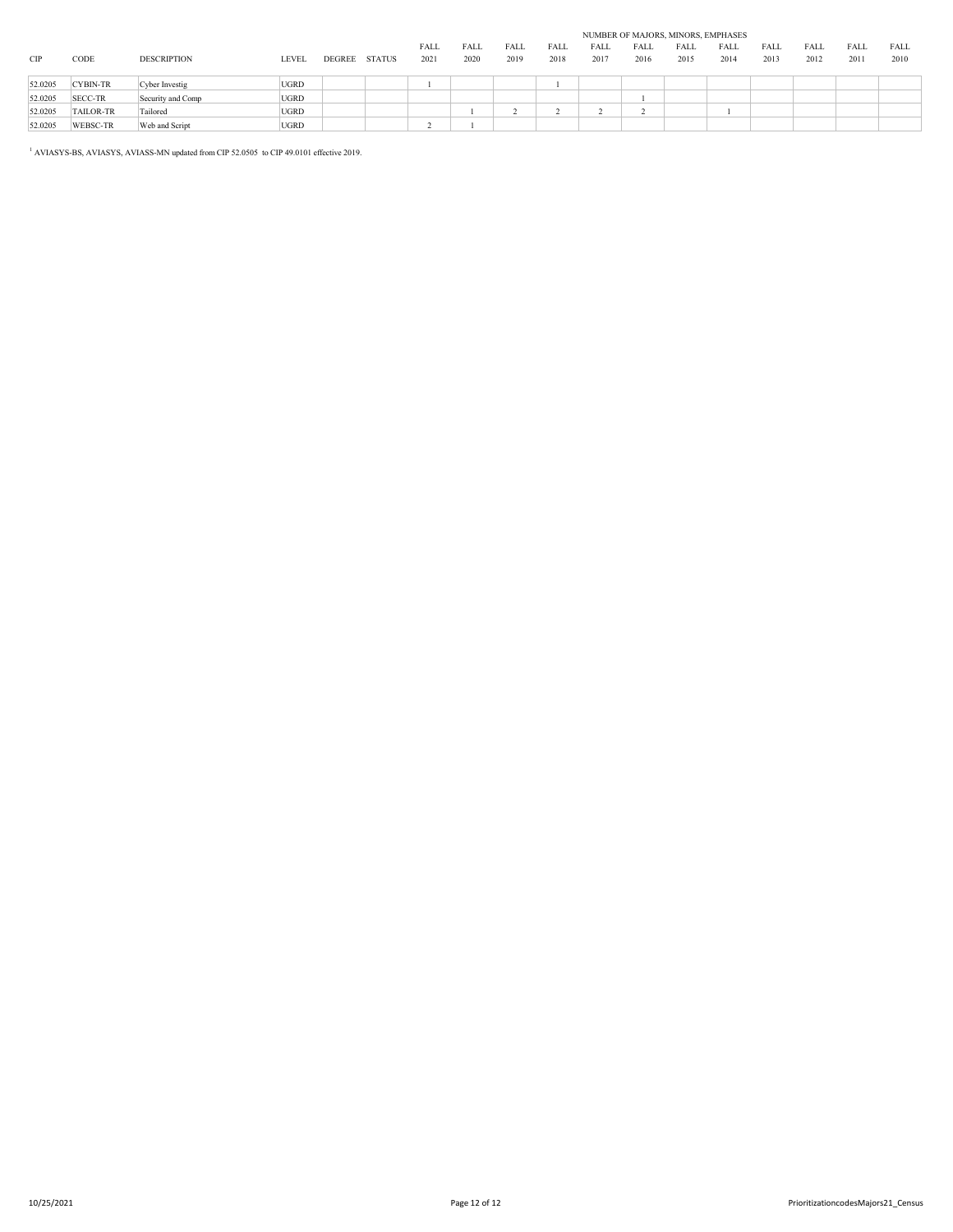| CIP | CODE | DESCRIPTION | LEVEL | DEGREE | STATUS | NUMBER OF MAJORS, MINORS, EMPHASES | | | | | | | | | | | |
|---|---|---|---|---|---|---|---|---|---|---|---|---|---|---|---|---|---|
| | | | | | | FALL 2021 | FALL 2020 | FALL 2019 | FALL 2018 | FALL 2017 | FALL 2016 | FALL 2015 | FALL 2014 | FALL 2013 | FALL 2012 | FALL 2011 | FALL 2010 |
| 52.0205 | CYBIN-TR | Cyber Investig | UGRD | | | 1 | | | 1 | | | | | | | | |
| 52.0205 | SECC-TR | Security and Comp | UGRD | | | | | | | | 1 | | | | | | |
| 52.0205 | TAILOR-TR | Tailored | UGRD | | | | 1 | 2 | 2 | 2 | 2 | | 1 | | | | |
| 52.0205 | WEBSC-TR | Web and Script | UGRD | | | 2 | 1 | | | | | | | | | | |

[1] AVIASYS-BS, AVIASYS, AVIASS-MN updated from CIP 52.0505 to CIP 49.0101 effective 2019.